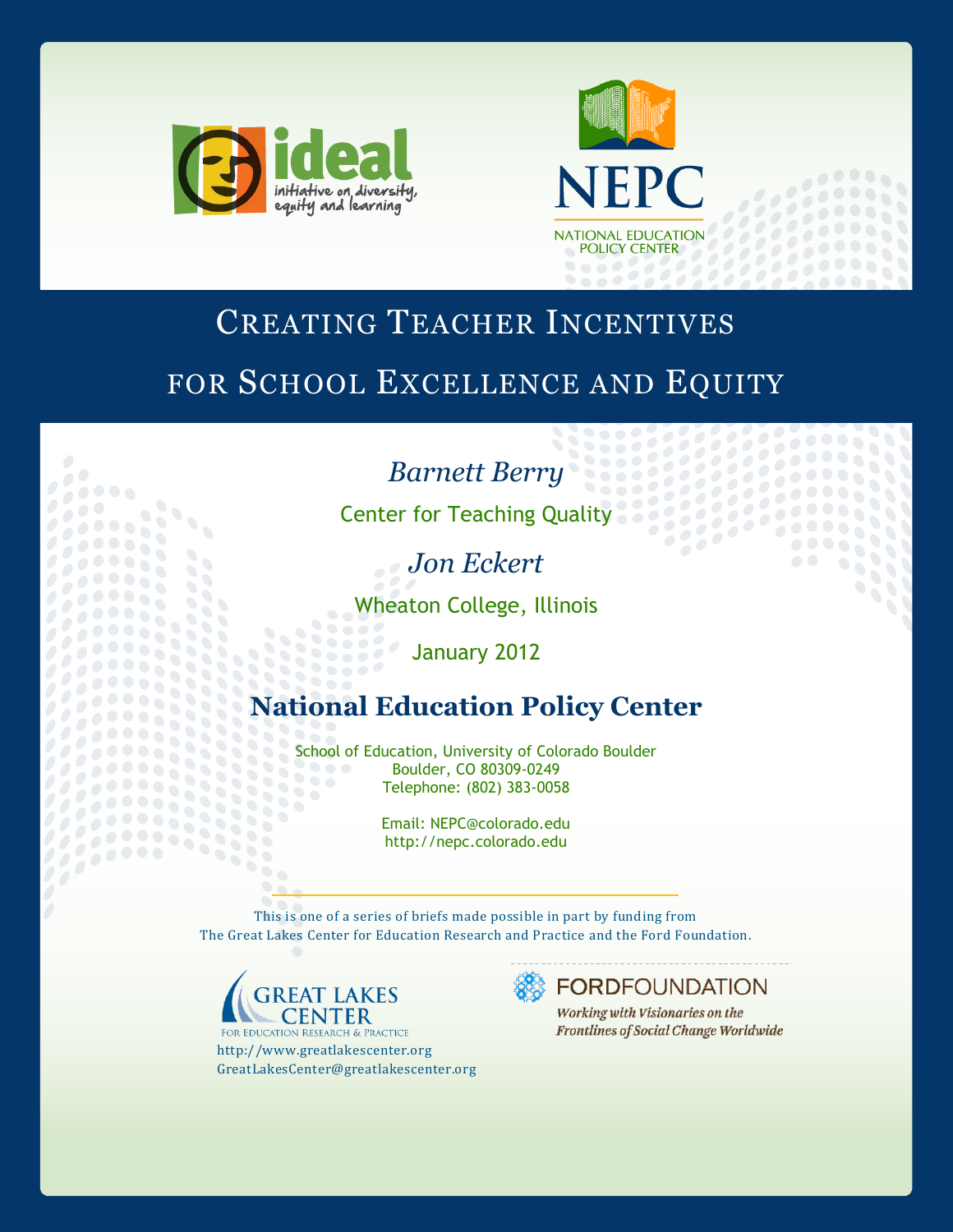# Creating Teacher Incentives for School Excellence and Equity

*Barnett Berry*

Center for Teaching Quality

*Jon Eckert*

Wheaton College, Illinois

January 2012

## National Education Policy Center

School of Education, University of Colorado Boulder
Boulder, CO 80309-0249
Telephone: (802) 383-0058

Email: NEPC@colorado.edu
http://nepc.colorado.edu

This is one of a series of briefs made possible in part by funding from
The Great Lakes Center for Education Research and Practice and the Ford Foundation.

GREAT LAKES CENTER
FOR EDUCATION RESEARCH & PRACTICE
http://www.greatlakescenter.org
GreatLakesCenter@greatlakescenter.org

FORDFOUNDATION
*Working with Visionaries on the Frontlines of Social Change Worldwide*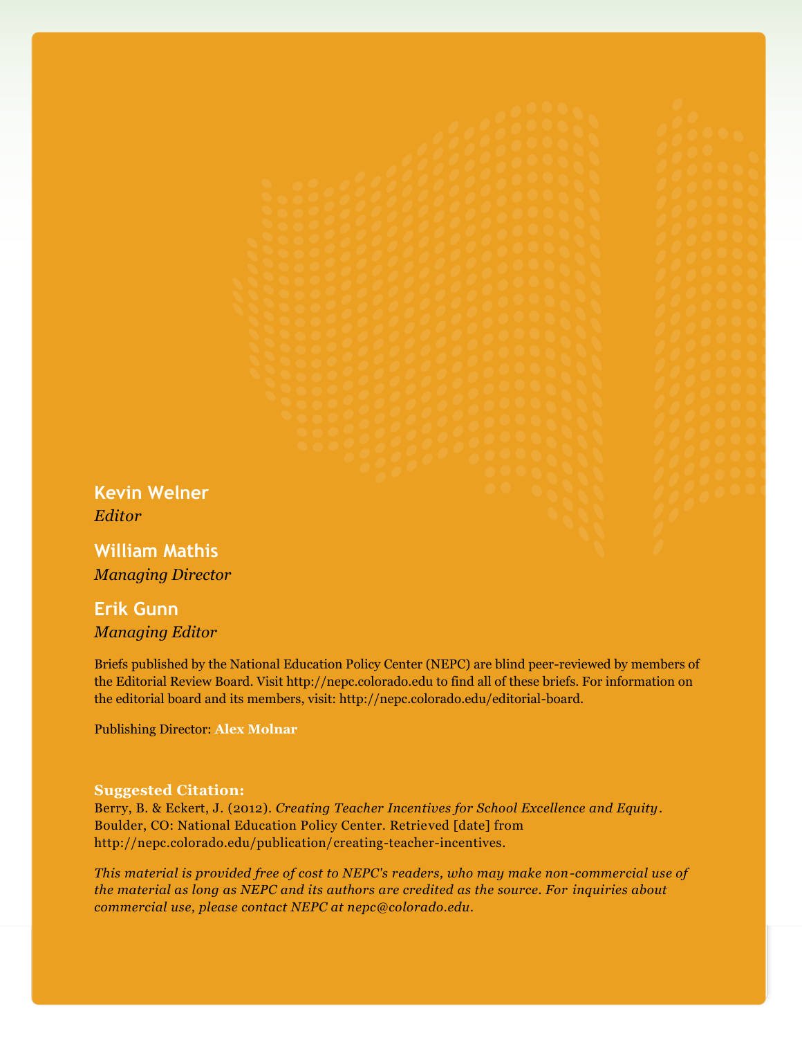**Kevin Welner**
*Editor*

**William Mathis**
*Managing Director*

**Erik Gunn**
*Managing Editor*

Briefs published by the National Education Policy Center (NEPC) are blind peer-reviewed by members of the Editorial Review Board. Visit http://nepc.colorado.edu to find all of these briefs. For information on the editorial board and its members, visit: http://nepc.colorado.edu/editorial-board.

Publishing Director: **Alex Molnar**

**Suggested Citation:**
Berry, B. & Eckert, J. (2012). *Creating Teacher Incentives for School Excellence and Equity*. Boulder, CO: National Education Policy Center. Retrieved [date] from http://nepc.colorado.edu/publication/creating-teacher-incentives.

*This material is provided free of cost to NEPC's readers, who may make non-commercial use of the material as long as NEPC and its authors are credited as the source. For inquiries about commercial use, please contact NEPC at nepc@colorado.edu.*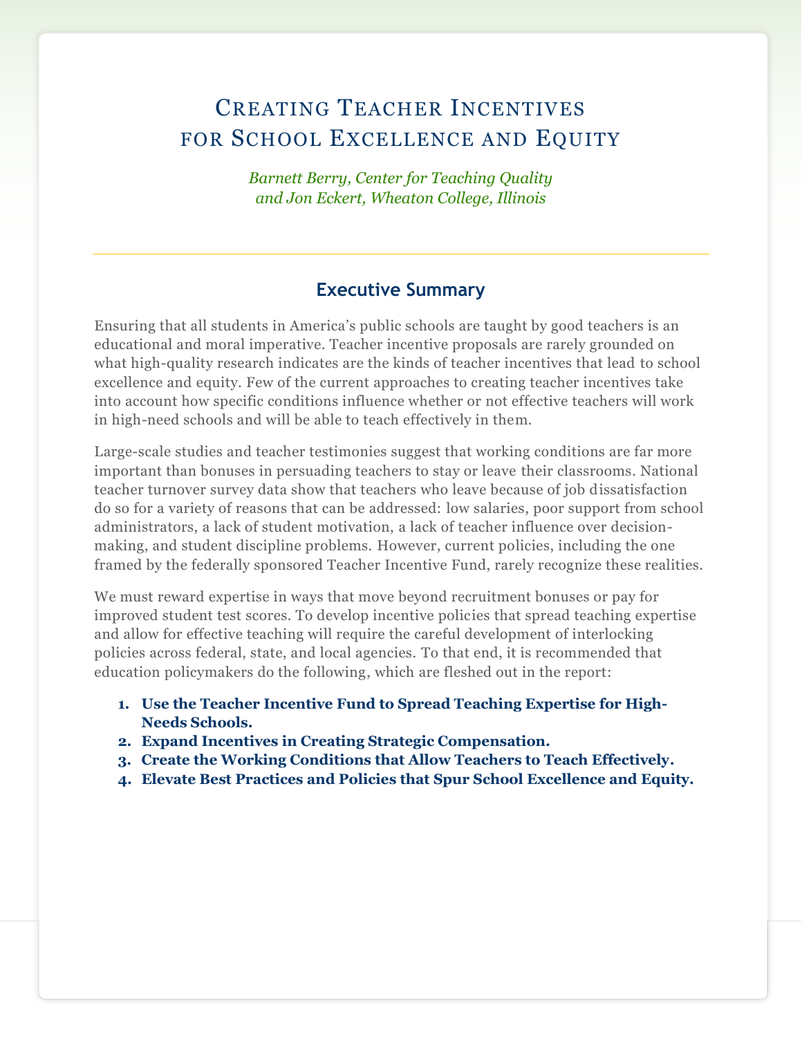# Creating Teacher Incentives for School Excellence and Equity

*Barnett Berry, Center for Teaching Quality and Jon Eckert, Wheaton College, Illinois*

## Executive Summary

Ensuring that all students in America's public schools are taught by good teachers is an educational and moral imperative. Teacher incentive proposals are rarely grounded on what high-quality research indicates are the kinds of teacher incentives that lead to school excellence and equity. Few of the current approaches to creating teacher incentives take into account how specific conditions influence whether or not effective teachers will work in high-need schools and will be able to teach effectively in them.

Large-scale studies and teacher testimonies suggest that working conditions are far more important than bonuses in persuading teachers to stay or leave their classrooms. National teacher turnover survey data show that teachers who leave because of job dissatisfaction do so for a variety of reasons that can be addressed: low salaries, poor support from school administrators, a lack of student motivation, a lack of teacher influence over decision-making, and student discipline problems. However, current policies, including the one framed by the federally sponsored Teacher Incentive Fund, rarely recognize these realities.

We must reward expertise in ways that move beyond recruitment bonuses or pay for improved student test scores. To develop incentive policies that spread teaching expertise and allow for effective teaching will require the careful development of interlocking policies across federal, state, and local agencies. To that end, it is recommended that education policymakers do the following, which are fleshed out in the report:

1. **Use the Teacher Incentive Fund to Spread Teaching Expertise for High-Needs Schools.**
2. **Expand Incentives in Creating Strategic Compensation.**
3. **Create the Working Conditions that Allow Teachers to Teach Effectively.**
4. **Elevate Best Practices and Policies that Spur School Excellence and Equity.**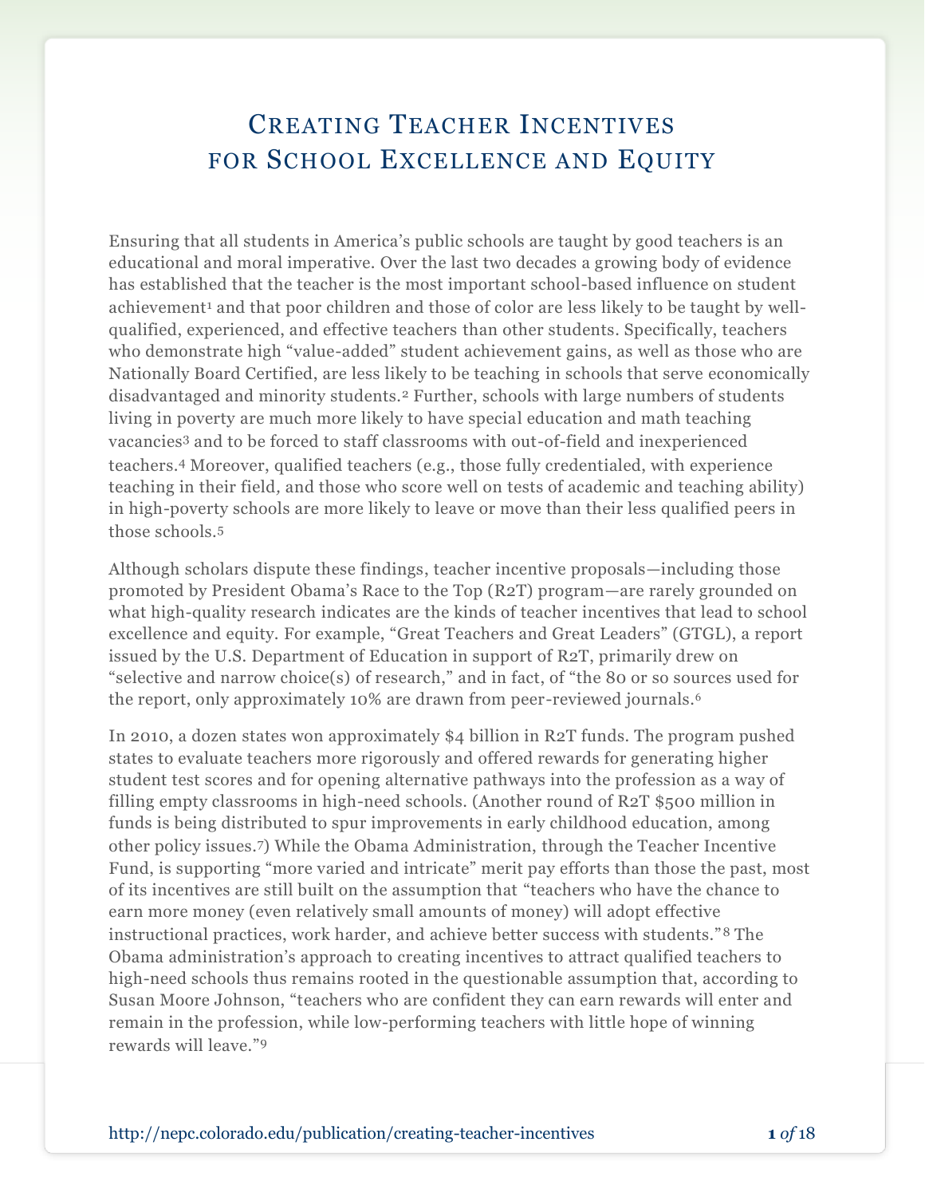# Creating Teacher Incentives for School Excellence and Equity

Ensuring that all students in America's public schools are taught by good teachers is an educational and moral imperative. Over the last two decades a growing body of evidence has established that the teacher is the most important school-based influence on student achievement[1] and that poor children and those of color are less likely to be taught by well-qualified, experienced, and effective teachers than other students. Specifically, teachers who demonstrate high "value-added" student achievement gains, as well as those who are Nationally Board Certified, are less likely to be teaching in schools that serve economically disadvantaged and minority students.[2] Further, schools with large numbers of students living in poverty are much more likely to have special education and math teaching vacancies[3] and to be forced to staff classrooms with out-of-field and inexperienced teachers.[4] Moreover, qualified teachers (e.g., those fully credentialed, with experience teaching in their field, and those who score well on tests of academic and teaching ability) in high-poverty schools are more likely to leave or move than their less qualified peers in those schools.[5]

Although scholars dispute these findings, teacher incentive proposals—including those promoted by President Obama's Race to the Top (R2T) program—are rarely grounded on what high-quality research indicates are the kinds of teacher incentives that lead to school excellence and equity. For example, "Great Teachers and Great Leaders" (GTGL), a report issued by the U.S. Department of Education in support of R2T, primarily drew on "selective and narrow choice(s) of research," and in fact, of "the 80 or so sources used for the report, only approximately 10% are drawn from peer-reviewed journals.[6]

In 2010, a dozen states won approximately $4 billion in R2T funds. The program pushed states to evaluate teachers more rigorously and offered rewards for generating higher student test scores and for opening alternative pathways into the profession as a way of filling empty classrooms in high-need schools. (Another round of R2T $500 million in funds is being distributed to spur improvements in early childhood education, among other policy issues.[7]) While the Obama Administration, through the Teacher Incentive Fund, is supporting "more varied and intricate" merit pay efforts than those the past, most of its incentives are still built on the assumption that "teachers who have the chance to earn more money (even relatively small amounts of money) will adopt effective instructional practices, work harder, and achieve better success with students."[8] The Obama administration's approach to creating incentives to attract qualified teachers to high-need schools thus remains rooted in the questionable assumption that, according to Susan Moore Johnson, "teachers who are confident they can earn rewards will enter and remain in the profession, while low-performing teachers with little hope of winning rewards will leave."[9]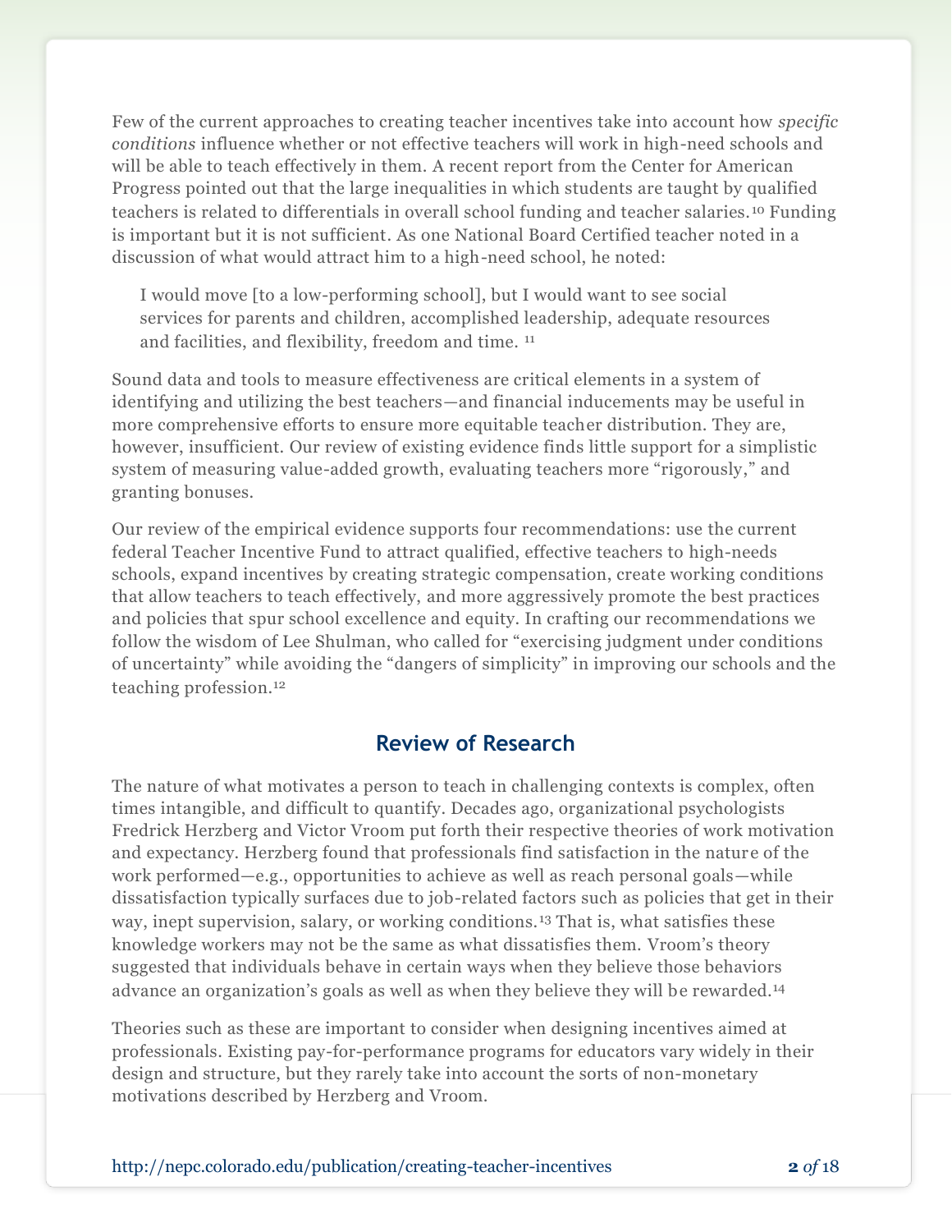Few of the current approaches to creating teacher incentives take into account how *specific conditions* influence whether or not effective teachers will work in high-need schools and will be able to teach effectively in them. A recent report from the Center for American Progress pointed out that the large inequalities in which students are taught by qualified teachers is related to differentials in overall school funding and teacher salaries.[10] Funding is important but it is not sufficient. As one National Board Certified teacher noted in a discussion of what would attract him to a high-need school, he noted:

> I would move [to a low-performing school], but I would want to see social services for parents and children, accomplished leadership, adequate resources and facilities, and flexibility, freedom and time. [11]

Sound data and tools to measure effectiveness are critical elements in a system of identifying and utilizing the best teachers—and financial inducements may be useful in more comprehensive efforts to ensure more equitable teacher distribution. They are, however, insufficient. Our review of existing evidence finds little support for a simplistic system of measuring value-added growth, evaluating teachers more "rigorously," and granting bonuses.

Our review of the empirical evidence supports four recommendations: use the current federal Teacher Incentive Fund to attract qualified, effective teachers to high-needs schools, expand incentives by creating strategic compensation, create working conditions that allow teachers to teach effectively, and more aggressively promote the best practices and policies that spur school excellence and equity. In crafting our recommendations we follow the wisdom of Lee Shulman, who called for "exercising judgment under conditions of uncertainty" while avoiding the "dangers of simplicity" in improving our schools and the teaching profession.[12]

## Review of Research

The nature of what motivates a person to teach in challenging contexts is complex, often times intangible, and difficult to quantify. Decades ago, organizational psychologists Fredrick Herzberg and Victor Vroom put forth their respective theories of work motivation and expectancy. Herzberg found that professionals find satisfaction in the nature of the work performed—e.g., opportunities to achieve as well as reach personal goals—while dissatisfaction typically surfaces due to job-related factors such as policies that get in their way, inept supervision, salary, or working conditions.[13] That is, what satisfies these knowledge workers may not be the same as what dissatisfies them. Vroom's theory suggested that individuals behave in certain ways when they believe those behaviors advance an organization's goals as well as when they believe they will be rewarded.[14]

Theories such as these are important to consider when designing incentives aimed at professionals. Existing pay-for-performance programs for educators vary widely in their design and structure, but they rarely take into account the sorts of non-monetary motivations described by Herzberg and Vroom.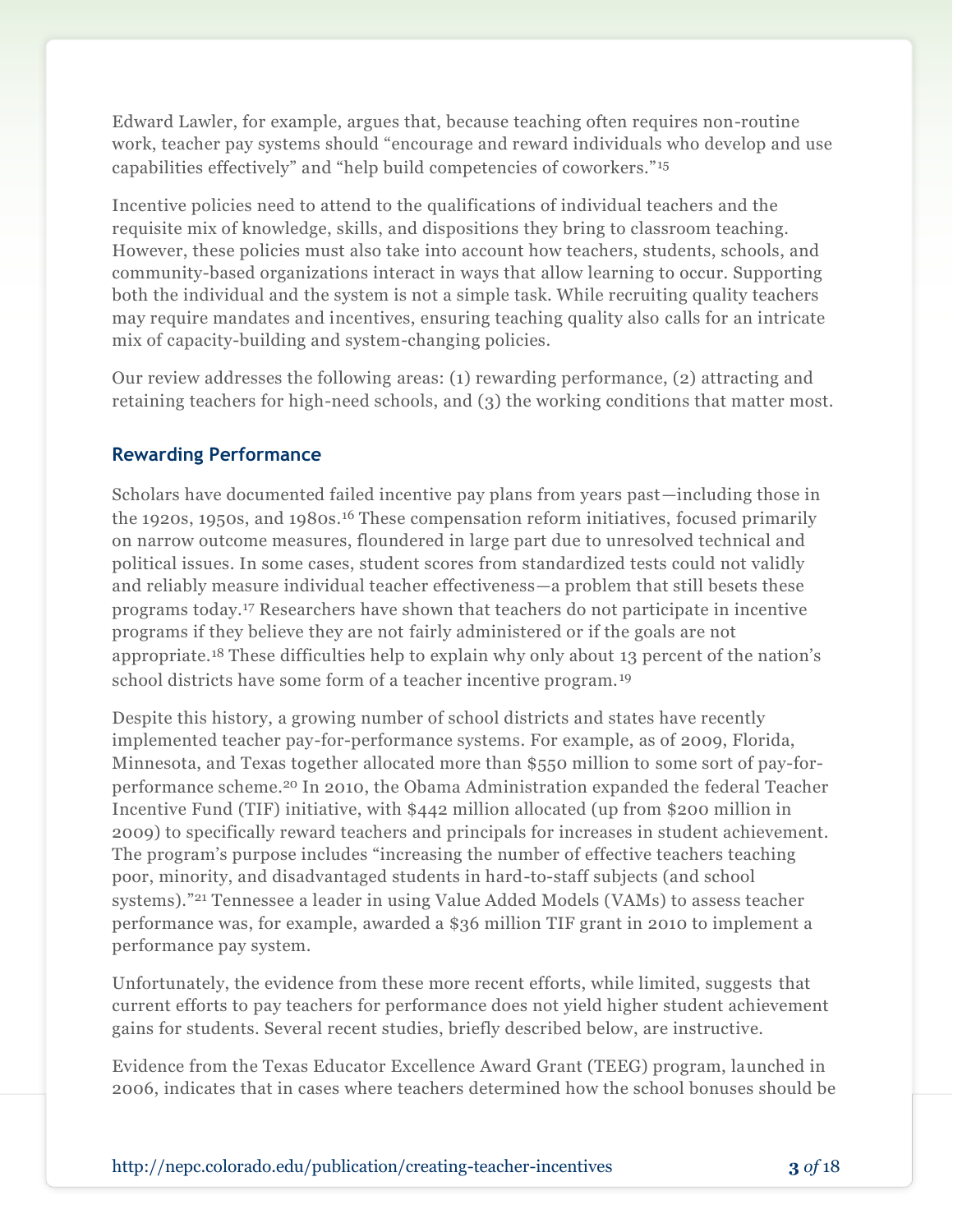Edward Lawler, for example, argues that, because teaching often requires non-routine work, teacher pay systems should "encourage and reward individuals who develop and use capabilities effectively" and "help build competencies of coworkers."[15]

Incentive policies need to attend to the qualifications of individual teachers and the requisite mix of knowledge, skills, and dispositions they bring to classroom teaching. However, these policies must also take into account how teachers, students, schools, and community-based organizations interact in ways that allow learning to occur. Supporting both the individual and the system is not a simple task. While recruiting quality teachers may require mandates and incentives, ensuring teaching quality also calls for an intricate mix of capacity-building and system-changing policies.

Our review addresses the following areas: (1) rewarding performance, (2) attracting and retaining teachers for high-need schools, and (3) the working conditions that matter most.

### Rewarding Performance

Scholars have documented failed incentive pay plans from years past—including those in the 1920s, 1950s, and 1980s.[16] These compensation reform initiatives, focused primarily on narrow outcome measures, floundered in large part due to unresolved technical and political issues. In some cases, student scores from standardized tests could not validly and reliably measure individual teacher effectiveness—a problem that still besets these programs today.[17] Researchers have shown that teachers do not participate in incentive programs if they believe they are not fairly administered or if the goals are not appropriate.[18] These difficulties help to explain why only about 13 percent of the nation's school districts have some form of a teacher incentive program.[19]

Despite this history, a growing number of school districts and states have recently implemented teacher pay-for-performance systems. For example, as of 2009, Florida, Minnesota, and Texas together allocated more than $550 million to some sort of pay-for-performance scheme.[20] In 2010, the Obama Administration expanded the federal Teacher Incentive Fund (TIF) initiative, with $442 million allocated (up from $200 million in 2009) to specifically reward teachers and principals for increases in student achievement. The program's purpose includes "increasing the number of effective teachers teaching poor, minority, and disadvantaged students in hard-to-staff subjects (and school systems)."[21] Tennessee a leader in using Value Added Models (VAMs) to assess teacher performance was, for example, awarded a $36 million TIF grant in 2010 to implement a performance pay system.

Unfortunately, the evidence from these more recent efforts, while limited, suggests that current efforts to pay teachers for performance does not yield higher student achievement gains for students. Several recent studies, briefly described below, are instructive.

Evidence from the Texas Educator Excellence Award Grant (TEEG) program, launched in 2006, indicates that in cases where teachers determined how the school bonuses should be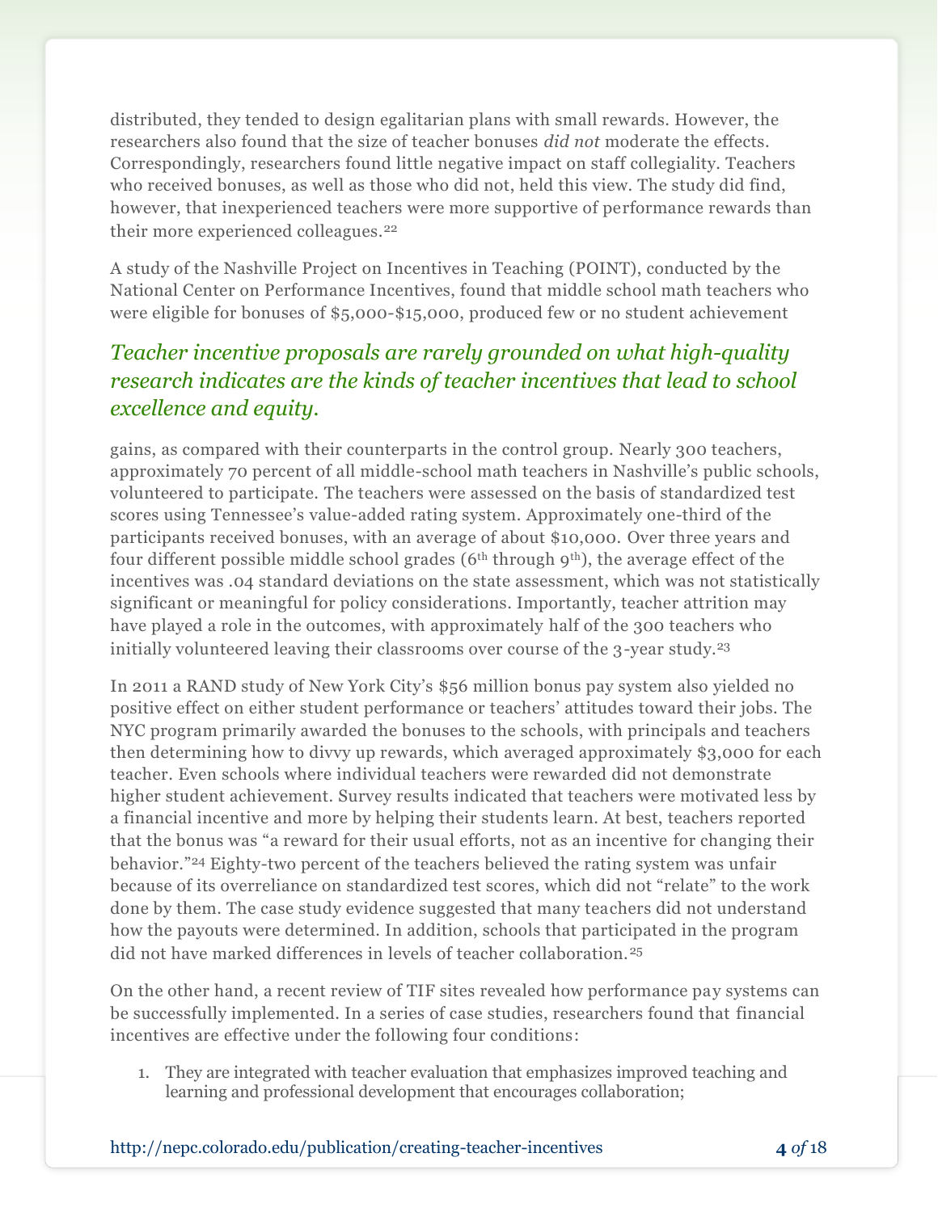distributed, they tended to design egalitarian plans with small rewards. However, the researchers also found that the size of teacher bonuses *did not* moderate the effects. Correspondingly, researchers found little negative impact on staff collegiality. Teachers who received bonuses, as well as those who did not, held this view. The study did find, however, that inexperienced teachers were more supportive of performance rewards than their more experienced colleagues.[22]

A study of the Nashville Project on Incentives in Teaching (POINT), conducted by the National Center on Performance Incentives, found that middle school math teachers who were eligible for bonuses of $5,000-$15,000, produced few or no student achievement gains, as compared with their counterparts in the control group. Nearly 300 teachers, approximately 70 percent of all middle-school math teachers in Nashville's public schools, volunteered to participate. The teachers were assessed on the basis of standardized test scores using Tennessee's value-added rating system. Approximately one-third of the participants received bonuses, with an average of about $10,000. Over three years and four different possible middle school grades (6th through 9th), the average effect of the incentives was .04 standard deviations on the state assessment, which was not statistically significant or meaningful for policy considerations. Importantly, teacher attrition may have played a role in the outcomes, with approximately half of the 300 teachers who initially volunteered leaving their classrooms over course of the 3-year study.[23]

*Teacher incentive proposals are rarely grounded on what high-quality research indicates are the kinds of teacher incentives that lead to school excellence and equity.*

In 2011 a RAND study of New York City's $56 million bonus pay system also yielded no positive effect on either student performance or teachers' attitudes toward their jobs. The NYC program primarily awarded the bonuses to the schools, with principals and teachers then determining how to divvy up rewards, which averaged approximately $3,000 for each teacher. Even schools where individual teachers were rewarded did not demonstrate higher student achievement. Survey results indicated that teachers were motivated less by a financial incentive and more by helping their students learn. At best, teachers reported that the bonus was "a reward for their usual efforts, not as an incentive for changing their behavior."[24] Eighty-two percent of the teachers believed the rating system was unfair because of its overreliance on standardized test scores, which did not "relate" to the work done by them. The case study evidence suggested that many teachers did not understand how the payouts were determined. In addition, schools that participated in the program did not have marked differences in levels of teacher collaboration.[25]

On the other hand, a recent review of TIF sites revealed how performance pay systems can be successfully implemented. In a series of case studies, researchers found that financial incentives are effective under the following four conditions:

1. They are integrated with teacher evaluation that emphasizes improved teaching and learning and professional development that encourages collaboration;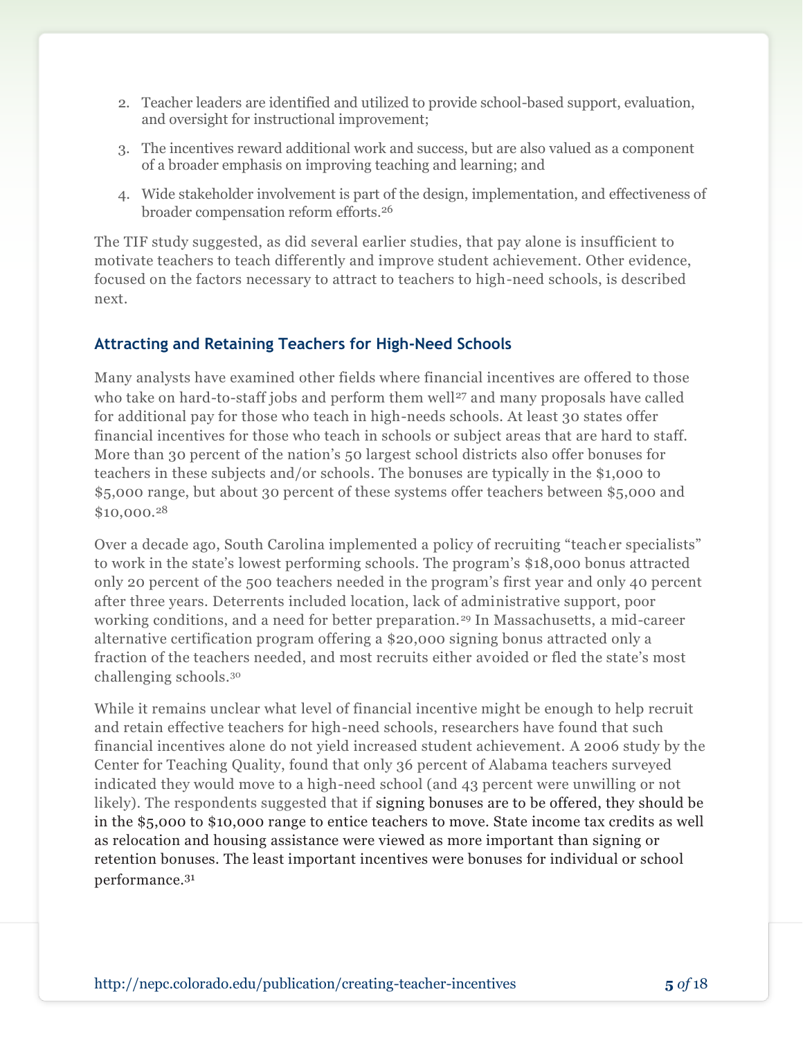2. Teacher leaders are identified and utilized to provide school-based support, evaluation, and oversight for instructional improvement;

3. The incentives reward additional work and success, but are also valued as a component of a broader emphasis on improving teaching and learning; and

4. Wide stakeholder involvement is part of the design, implementation, and effectiveness of broader compensation reform efforts.[26]

The TIF study suggested, as did several earlier studies, that pay alone is insufficient to motivate teachers to teach differently and improve student achievement. Other evidence, focused on the factors necessary to attract to teachers to high-need schools, is described next.

### Attracting and Retaining Teachers for High-Need Schools

Many analysts have examined other fields where financial incentives are offered to those who take on hard-to-staff jobs and perform them well[27] and many proposals have called for additional pay for those who teach in high-needs schools. At least 30 states offer financial incentives for those who teach in schools or subject areas that are hard to staff. More than 30 percent of the nation's 50 largest school districts also offer bonuses for teachers in these subjects and/or schools. The bonuses are typically in the $1,000 to $5,000 range, but about 30 percent of these systems offer teachers between $5,000 and $10,000.[28]

Over a decade ago, South Carolina implemented a policy of recruiting "teacher specialists" to work in the state's lowest performing schools. The program's $18,000 bonus attracted only 20 percent of the 500 teachers needed in the program's first year and only 40 percent after three years. Deterrents included location, lack of administrative support, poor working conditions, and a need for better preparation.[29] In Massachusetts, a mid-career alternative certification program offering a $20,000 signing bonus attracted only a fraction of the teachers needed, and most recruits either avoided or fled the state's most challenging schools.[30]

While it remains unclear what level of financial incentive might be enough to help recruit and retain effective teachers for high-need schools, researchers have found that such financial incentives alone do not yield increased student achievement. A 2006 study by the Center for Teaching Quality, found that only 36 percent of Alabama teachers surveyed indicated they would move to a high-need school (and 43 percent were unwilling or not likely). The respondents suggested that if signing bonuses are to be offered, they should be in the $5,000 to $10,000 range to entice teachers to move. State income tax credits as well as relocation and housing assistance were viewed as more important than signing or retention bonuses. The least important incentives were bonuses for individual or school performance.[31]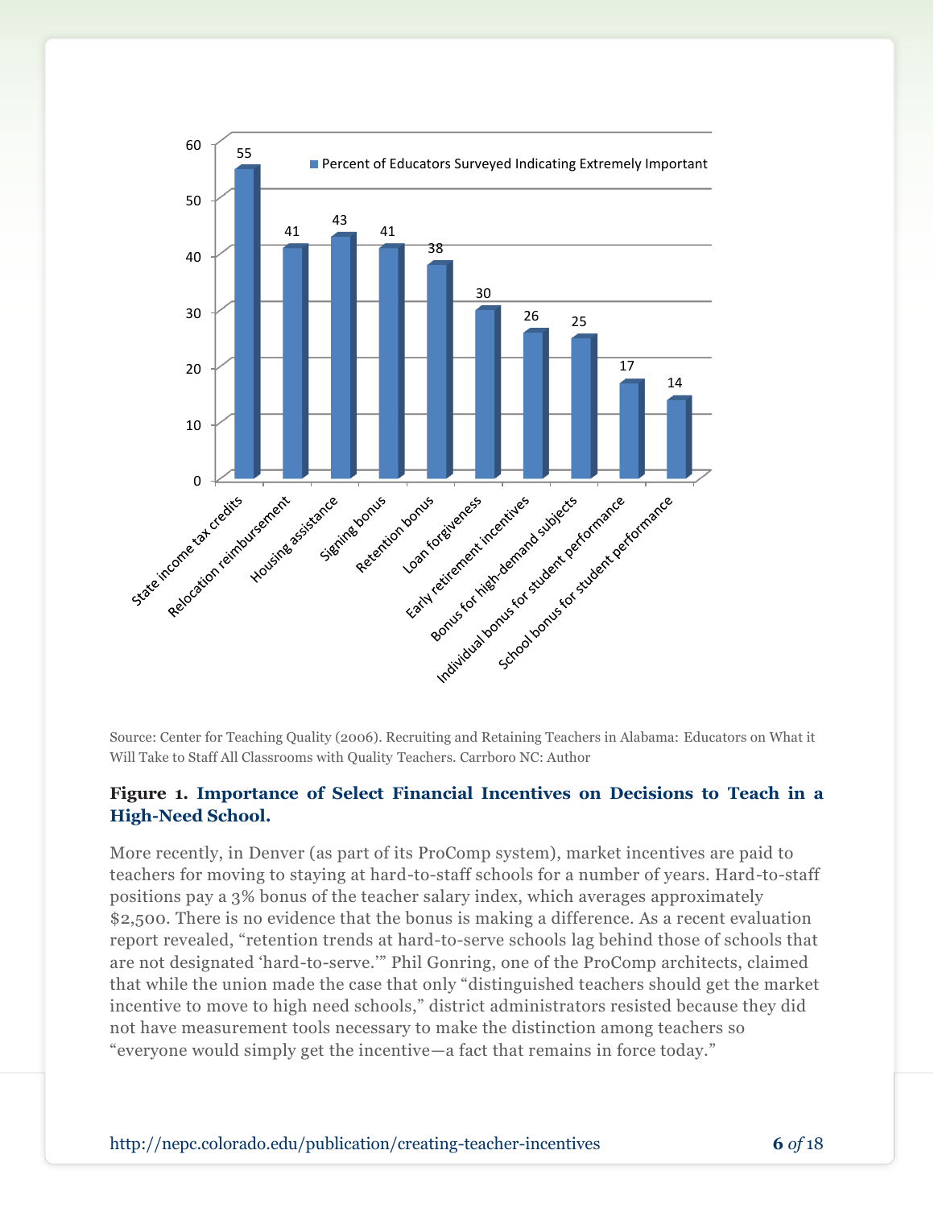| Incentive | Percent of Educators Surveyed Indicating Extremely Important |
|---|---|
| State income tax credits | 55 |
| Relocation reimbursement | 41 |
| Housing assistance | 43 |
| Signing bonus | 41 |
| Retention bonus | 38 |
| Loan forgiveness | 30 |
| Early retirement incentives | 26 |
| Bonus for high-demand subjects | 25 |
| Individual bonus for student performance | 17 |
| School bonus for student performance | 14 |

Source: Center for Teaching Quality (2006). Recruiting and Retaining Teachers in Alabama: Educators on What it Will Take to Staff All Classrooms with Quality Teachers. Carrboro NC: Author

**Figure 1. Importance of Select Financial Incentives on Decisions to Teach in a High-Need School.**

More recently, in Denver (as part of its ProComp system), market incentives are paid to teachers for moving to staying at hard-to-staff schools for a number of years. Hard-to-staff positions pay a 3% bonus of the teacher salary index, which averages approximately $2,500. There is no evidence that the bonus is making a difference. As a recent evaluation report revealed, "retention trends at hard-to-serve schools lag behind those of schools that are not designated 'hard-to-serve.'" Phil Gonring, one of the ProComp architects, claimed that while the union made the case that only "distinguished teachers should get the market incentive to move to high need schools," district administrators resisted because they did not have measurement tools necessary to make the distinction among teachers so "everyone would simply get the incentive—a fact that remains in force today."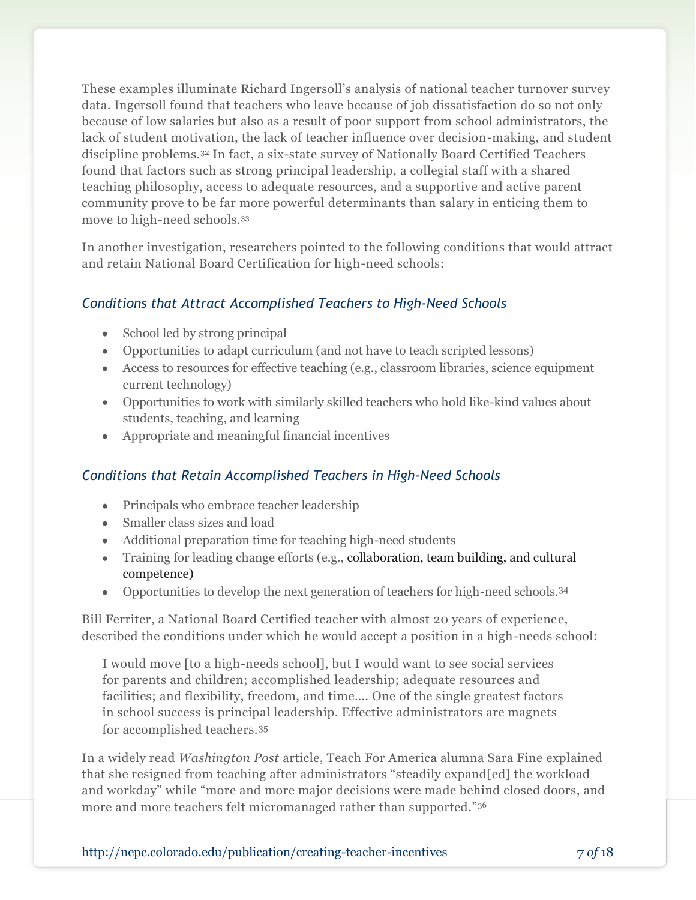These examples illuminate Richard Ingersoll's analysis of national teacher turnover survey data. Ingersoll found that teachers who leave because of job dissatisfaction do so not only because of low salaries but also as a result of poor support from school administrators, the lack of student motivation, the lack of teacher influence over decision-making, and student discipline problems.[32] In fact, a six-state survey of Nationally Board Certified Teachers found that factors such as strong principal leadership, a collegial staff with a shared teaching philosophy, access to adequate resources, and a supportive and active parent community prove to be far more powerful determinants than salary in enticing them to move to high-need schools.[33]

In another investigation, researchers pointed to the following conditions that would attract and retain National Board Certification for high-need schools:

### *Conditions that Attract Accomplished Teachers to High-Need Schools*

- School led by strong principal
- Opportunities to adapt curriculum (and not have to teach scripted lessons)
- Access to resources for effective teaching (e.g., classroom libraries, science equipment current technology)
- Opportunities to work with similarly skilled teachers who hold like-kind values about students, teaching, and learning
- Appropriate and meaningful financial incentives

### *Conditions that Retain Accomplished Teachers in High-Need Schools*

- Principals who embrace teacher leadership
- Smaller class sizes and load
- Additional preparation time for teaching high-need students
- Training for leading change efforts (e.g., collaboration, team building, and cultural competence)
- Opportunities to develop the next generation of teachers for high-need schools.[34]

Bill Ferriter, a National Board Certified teacher with almost 20 years of experience, described the conditions under which he would accept a position in a high-needs school:

> I would move [to a high-needs school], but I would want to see social services for parents and children; accomplished leadership; adequate resources and facilities; and flexibility, freedom, and time.... One of the single greatest factors in school success is principal leadership. Effective administrators are magnets for accomplished teachers.[35]

In a widely read *Washington Post* article, Teach For America alumna Sara Fine explained that she resigned from teaching after administrators "steadily expand[ed] the workload and workday" while "more and more major decisions were made behind closed doors, and more and more teachers felt micromanaged rather than supported."[36]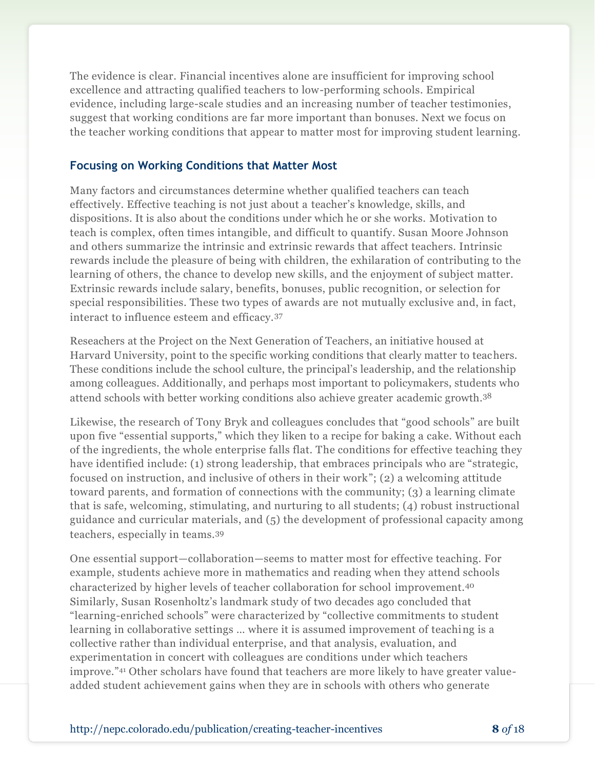The evidence is clear. Financial incentives alone are insufficient for improving school excellence and attracting qualified teachers to low-performing schools. Empirical evidence, including large-scale studies and an increasing number of teacher testimonies, suggest that working conditions are far more important than bonuses. Next we focus on the teacher working conditions that appear to matter most for improving student learning.

## Focusing on Working Conditions that Matter Most

Many factors and circumstances determine whether qualified teachers can teach effectively. Effective teaching is not just about a teacher's knowledge, skills, and dispositions. It is also about the conditions under which he or she works. Motivation to teach is complex, often times intangible, and difficult to quantify. Susan Moore Johnson and others summarize the intrinsic and extrinsic rewards that affect teachers. Intrinsic rewards include the pleasure of being with children, the exhilaration of contributing to the learning of others, the chance to develop new skills, and the enjoyment of subject matter. Extrinsic rewards include salary, benefits, bonuses, public recognition, or selection for special responsibilities. These two types of awards are not mutually exclusive and, in fact, interact to influence esteem and efficacy.[37]

Reseachers at the Project on the Next Generation of Teachers, an initiative housed at Harvard University, point to the specific working conditions that clearly matter to teachers. These conditions include the school culture, the principal's leadership, and the relationship among colleagues. Additionally, and perhaps most important to policymakers, students who attend schools with better working conditions also achieve greater academic growth.[38]

Likewise, the research of Tony Bryk and colleagues concludes that "good schools" are built upon five "essential supports," which they liken to a recipe for baking a cake. Without each of the ingredients, the whole enterprise falls flat. The conditions for effective teaching they have identified include: (1) strong leadership, that embraces principals who are "strategic, focused on instruction, and inclusive of others in their work"; (2) a welcoming attitude toward parents, and formation of connections with the community; (3) a learning climate that is safe, welcoming, stimulating, and nurturing to all students; (4) robust instructional guidance and curricular materials, and (5) the development of professional capacity among teachers, especially in teams.[39]

One essential support—collaboration—seems to matter most for effective teaching. For example, students achieve more in mathematics and reading when they attend schools characterized by higher levels of teacher collaboration for school improvement.[40] Similarly, Susan Rosenholtz's landmark study of two decades ago concluded that "learning-enriched schools" were characterized by "collective commitments to student learning in collaborative settings … where it is assumed improvement of teaching is a collective rather than individual enterprise, and that analysis, evaluation, and experimentation in concert with colleagues are conditions under which teachers improve."[41] Other scholars have found that teachers are more likely to have greater value-added student achievement gains when they are in schools with others who generate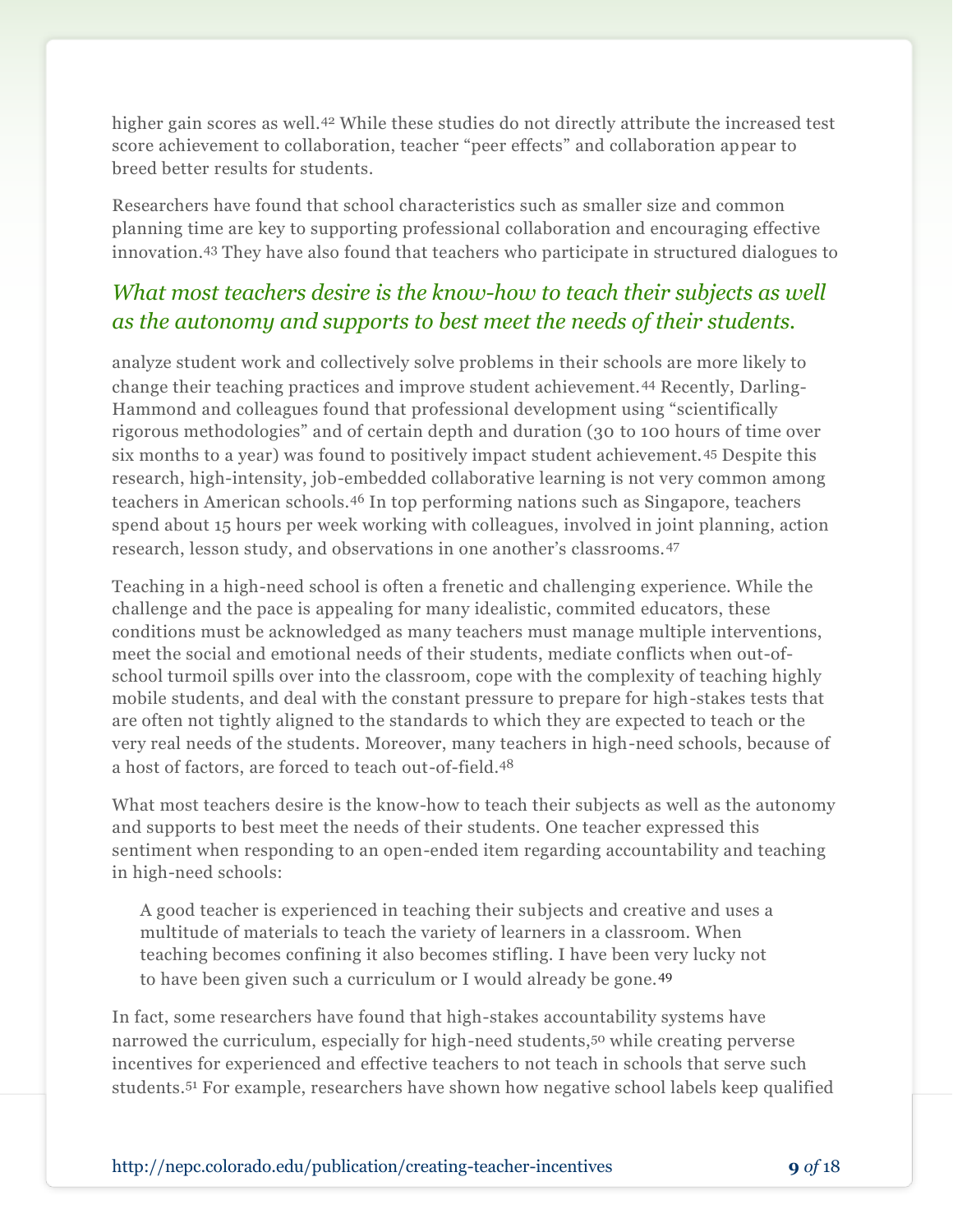higher gain scores as well.[42] While these studies do not directly attribute the increased test score achievement to collaboration, teacher "peer effects" and collaboration appear to breed better results for students.

Researchers have found that school characteristics such as smaller size and common planning time are key to supporting professional collaboration and encouraging effective innovation.[43] They have also found that teachers who participate in structured dialogues to analyze student work and collectively solve problems in their schools are more likely to change their teaching practices and improve student achievement.[44] Recently, Darling-Hammond and colleagues found that professional development using "scientifically rigorous methodologies" and of certain depth and duration (30 to 100 hours of time over six months to a year) was found to positively impact student achievement.[45] Despite this research, high-intensity, job-embedded collaborative learning is not very common among teachers in American schools.[46] In top performing nations such as Singapore, teachers spend about 15 hours per week working with colleagues, involved in joint planning, action research, lesson study, and observations in one another's classrooms.[47]

> *What most teachers desire is the know-how to teach their subjects as well as the autonomy and supports to best meet the needs of their students.*

Teaching in a high-need school is often a frenetic and challenging experience. While the challenge and the pace is appealing for many idealistic, commited educators, these conditions must be acknowledged as many teachers must manage multiple interventions, meet the social and emotional needs of their students, mediate conflicts when out-of-school turmoil spills over into the classroom, cope with the complexity of teaching highly mobile students, and deal with the constant pressure to prepare for high-stakes tests that are often not tightly aligned to the standards to which they are expected to teach or the very real needs of the students. Moreover, many teachers in high-need schools, because of a host of factors, are forced to teach out-of-field.[48]

What most teachers desire is the know-how to teach their subjects as well as the autonomy and supports to best meet the needs of their students. One teacher expressed this sentiment when responding to an open-ended item regarding accountability and teaching in high-need schools:

> A good teacher is experienced in teaching their subjects and creative and uses a multitude of materials to teach the variety of learners in a classroom. When teaching becomes confining it also becomes stifling. I have been very lucky not to have been given such a curriculum or I would already be gone.[49]

In fact, some researchers have found that high-stakes accountability systems have narrowed the curriculum, especially for high-need students,[50] while creating perverse incentives for experienced and effective teachers to not teach in schools that serve such students.[51] For example, researchers have shown how negative school labels keep qualified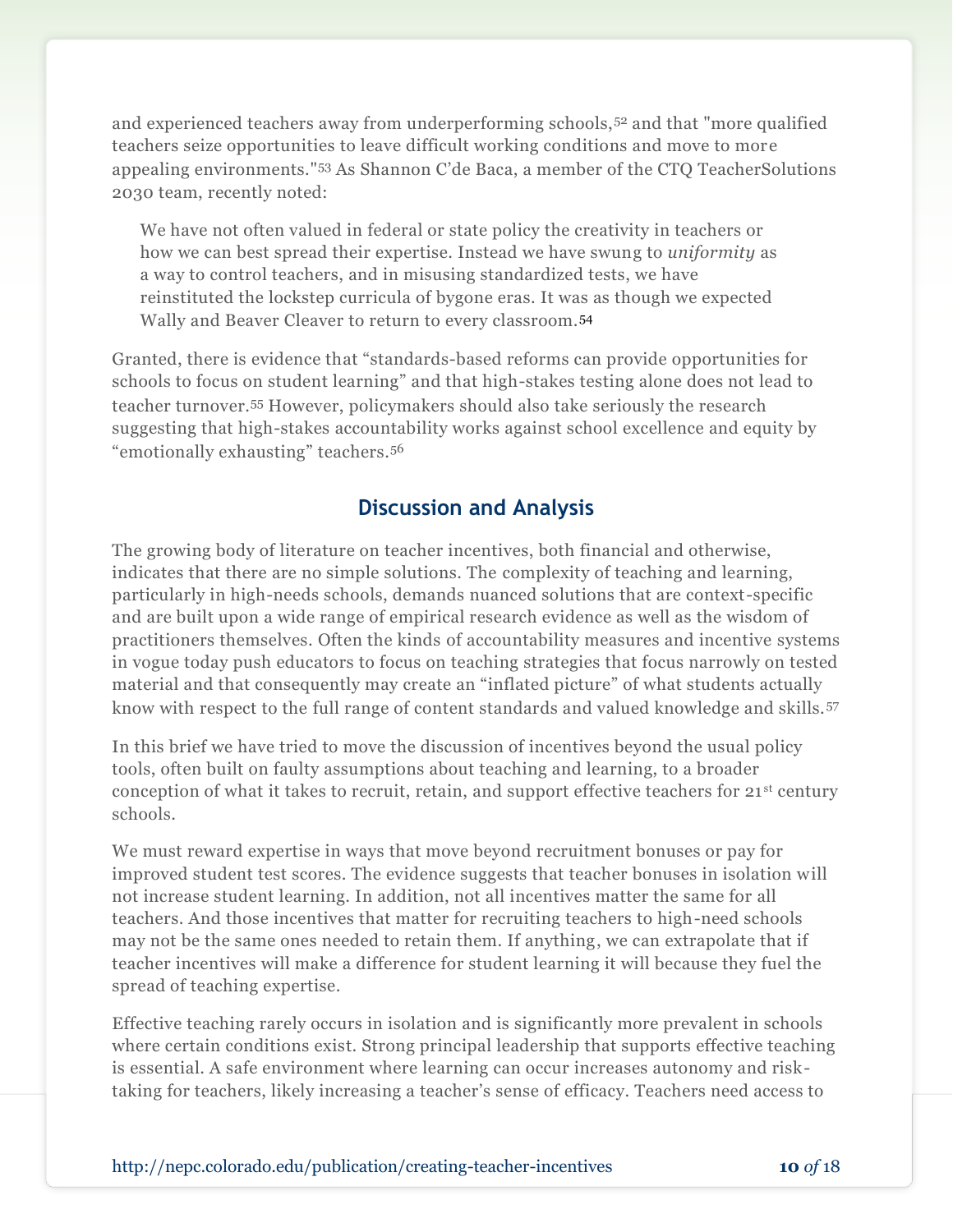and experienced teachers away from underperforming schools,[52] and that "more qualified teachers seize opportunities to leave difficult working conditions and move to more appealing environments."[53] As Shannon C'de Baca, a member of the CTQ TeacherSolutions 2030 team, recently noted:

> We have not often valued in federal or state policy the creativity in teachers or how we can best spread their expertise. Instead we have swung to *uniformity* as a way to control teachers, and in misusing standardized tests, we have reinstituted the lockstep curricula of bygone eras. It was as though we expected Wally and Beaver Cleaver to return to every classroom.[54]

Granted, there is evidence that "standards-based reforms can provide opportunities for schools to focus on student learning" and that high-stakes testing alone does not lead to teacher turnover.[55] However, policymakers should also take seriously the research suggesting that high-stakes accountability works against school excellence and equity by "emotionally exhausting" teachers.[56]

## Discussion and Analysis

The growing body of literature on teacher incentives, both financial and otherwise, indicates that there are no simple solutions. The complexity of teaching and learning, particularly in high-needs schools, demands nuanced solutions that are context-specific and are built upon a wide range of empirical research evidence as well as the wisdom of practitioners themselves. Often the kinds of accountability measures and incentive systems in vogue today push educators to focus on teaching strategies that focus narrowly on tested material and that consequently may create an "inflated picture" of what students actually know with respect to the full range of content standards and valued knowledge and skills.[57]

In this brief we have tried to move the discussion of incentives beyond the usual policy tools, often built on faulty assumptions about teaching and learning, to a broader conception of what it takes to recruit, retain, and support effective teachers for 21st century schools.

We must reward expertise in ways that move beyond recruitment bonuses or pay for improved student test scores. The evidence suggests that teacher bonuses in isolation will not increase student learning. In addition, not all incentives matter the same for all teachers. And those incentives that matter for recruiting teachers to high-need schools may not be the same ones needed to retain them. If anything, we can extrapolate that if teacher incentives will make a difference for student learning it will because they fuel the spread of teaching expertise.

Effective teaching rarely occurs in isolation and is significantly more prevalent in schools where certain conditions exist. Strong principal leadership that supports effective teaching is essential. A safe environment where learning can occur increases autonomy and risk-taking for teachers, likely increasing a teacher's sense of efficacy. Teachers need access to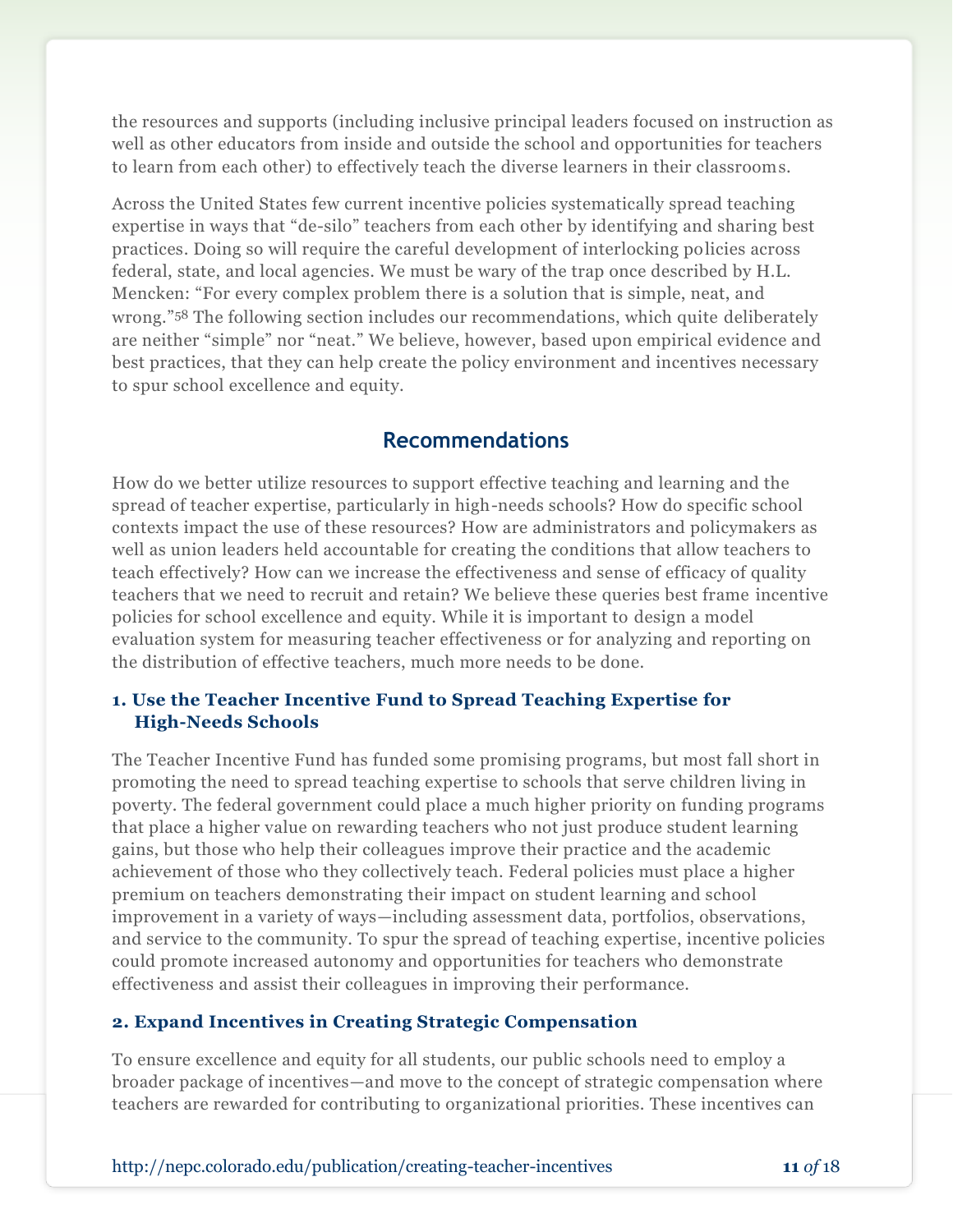the resources and supports (including inclusive principal leaders focused on instruction as well as other educators from inside and outside the school and opportunities for teachers to learn from each other) to effectively teach the diverse learners in their classrooms.

Across the United States few current incentive policies systematically spread teaching expertise in ways that "de-silo" teachers from each other by identifying and sharing best practices. Doing so will require the careful development of interlocking policies across federal, state, and local agencies. We must be wary of the trap once described by H.L. Mencken: "For every complex problem there is a solution that is simple, neat, and wrong."[58] The following section includes our recommendations, which quite deliberately are neither "simple" nor "neat." We believe, however, based upon empirical evidence and best practices, that they can help create the policy environment and incentives necessary to spur school excellence and equity.

## Recommendations

How do we better utilize resources to support effective teaching and learning and the spread of teacher expertise, particularly in high-needs schools? How do specific school contexts impact the use of these resources? How are administrators and policymakers as well as union leaders held accountable for creating the conditions that allow teachers to teach effectively? How can we increase the effectiveness and sense of efficacy of quality teachers that we need to recruit and retain? We believe these queries best frame incentive policies for school excellence and equity. While it is important to design a model evaluation system for measuring teacher effectiveness or for analyzing and reporting on the distribution of effective teachers, much more needs to be done.

### 1. Use the Teacher Incentive Fund to Spread Teaching Expertise for High-Needs Schools

The Teacher Incentive Fund has funded some promising programs, but most fall short in promoting the need to spread teaching expertise to schools that serve children living in poverty. The federal government could place a much higher priority on funding programs that place a higher value on rewarding teachers who not just produce student learning gains, but those who help their colleagues improve their practice and the academic achievement of those who they collectively teach. Federal policies must place a higher premium on teachers demonstrating their impact on student learning and school improvement in a variety of ways—including assessment data, portfolios, observations, and service to the community. To spur the spread of teaching expertise, incentive policies could promote increased autonomy and opportunities for teachers who demonstrate effectiveness and assist their colleagues in improving their performance.

### 2. Expand Incentives in Creating Strategic Compensation

To ensure excellence and equity for all students, our public schools need to employ a broader package of incentives—and move to the concept of strategic compensation where teachers are rewarded for contributing to organizational priorities. These incentives can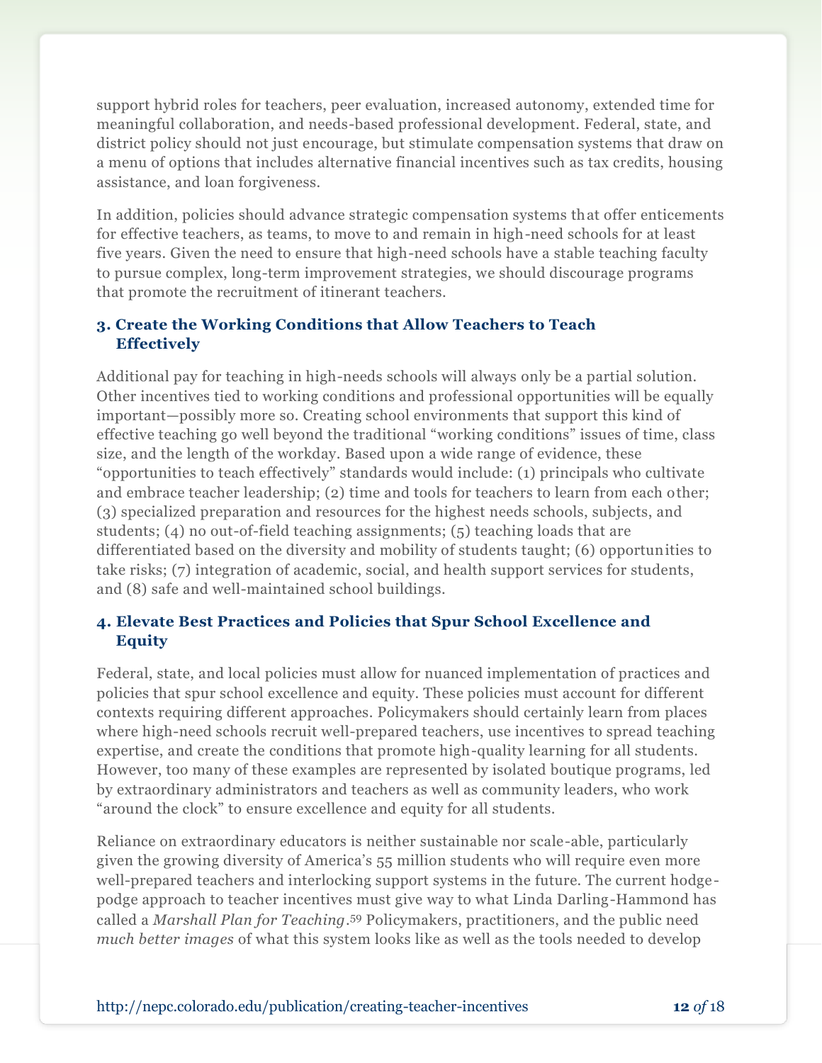support hybrid roles for teachers, peer evaluation, increased autonomy, extended time for meaningful collaboration, and needs-based professional development. Federal, state, and district policy should not just encourage, but stimulate compensation systems that draw on a menu of options that includes alternative financial incentives such as tax credits, housing assistance, and loan forgiveness.

In addition, policies should advance strategic compensation systems that offer enticements for effective teachers, as teams, to move to and remain in high-need schools for at least five years. Given the need to ensure that high-need schools have a stable teaching faculty to pursue complex, long-term improvement strategies, we should discourage programs that promote the recruitment of itinerant teachers.

### 3. Create the Working Conditions that Allow Teachers to Teach Effectively

Additional pay for teaching in high-needs schools will always only be a partial solution. Other incentives tied to working conditions and professional opportunities will be equally important—possibly more so. Creating school environments that support this kind of effective teaching go well beyond the traditional "working conditions" issues of time, class size, and the length of the workday. Based upon a wide range of evidence, these "opportunities to teach effectively" standards would include: (1) principals who cultivate and embrace teacher leadership; (2) time and tools for teachers to learn from each other; (3) specialized preparation and resources for the highest needs schools, subjects, and students; (4) no out-of-field teaching assignments; (5) teaching loads that are differentiated based on the diversity and mobility of students taught; (6) opportunities to take risks; (7) integration of academic, social, and health support services for students, and (8) safe and well-maintained school buildings.

### 4. Elevate Best Practices and Policies that Spur School Excellence and Equity

Federal, state, and local policies must allow for nuanced implementation of practices and policies that spur school excellence and equity. These policies must account for different contexts requiring different approaches. Policymakers should certainly learn from places where high-need schools recruit well-prepared teachers, use incentives to spread teaching expertise, and create the conditions that promote high-quality learning for all students. However, too many of these examples are represented by isolated boutique programs, led by extraordinary administrators and teachers as well as community leaders, who work "around the clock" to ensure excellence and equity for all students.

Reliance on extraordinary educators is neither sustainable nor scale-able, particularly given the growing diversity of America's 55 million students who will require even more well-prepared teachers and interlocking support systems in the future. The current hodge-podge approach to teacher incentives must give way to what Linda Darling-Hammond has called a *Marshall Plan for Teaching*.[59] Policymakers, practitioners, and the public need *much better images* of what this system looks like as well as the tools needed to develop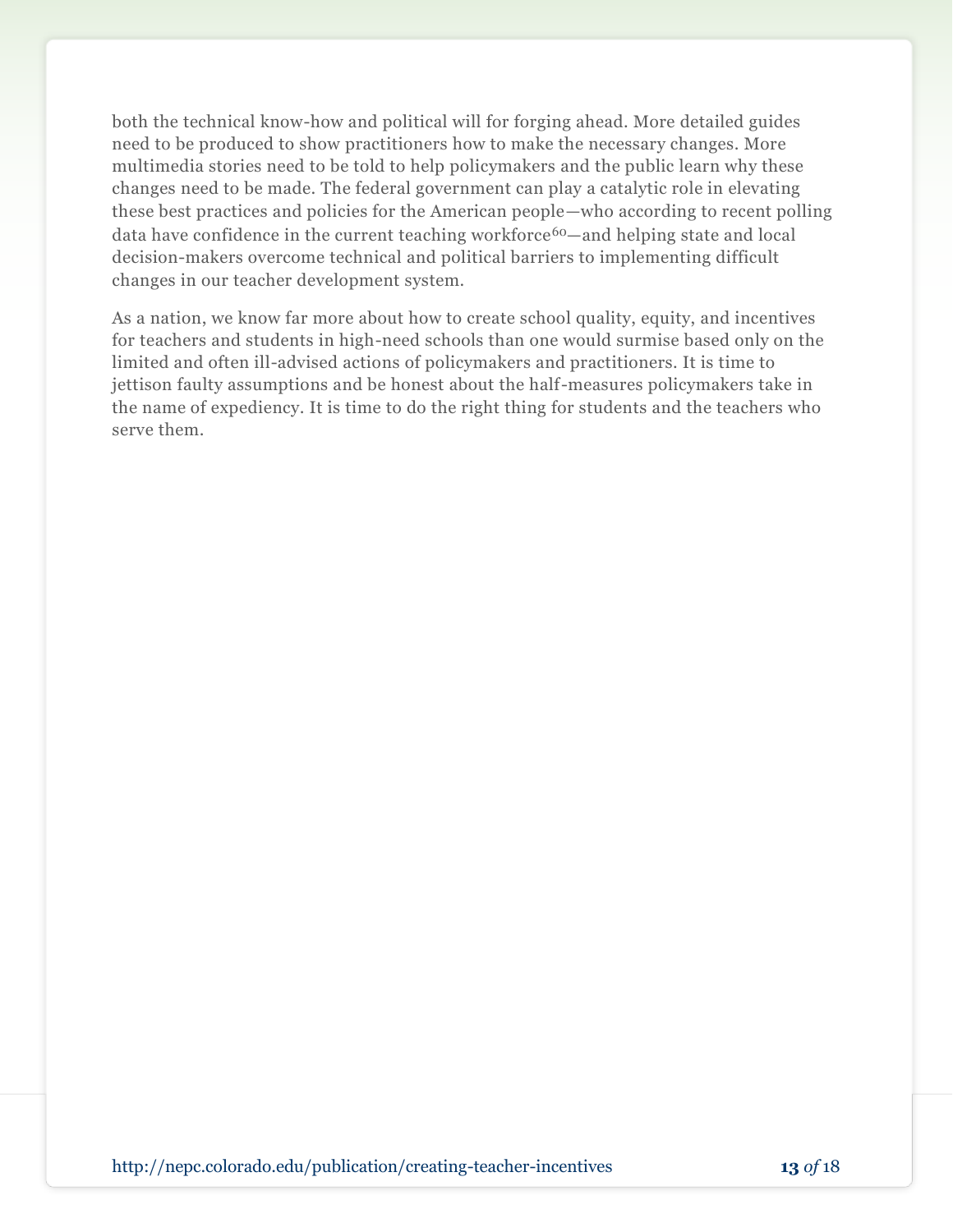both the technical know-how and political will for forging ahead. More detailed guides need to be produced to show practitioners how to make the necessary changes. More multimedia stories need to be told to help policymakers and the public learn why these changes need to be made. The federal government can play a catalytic role in elevating these best practices and policies for the American people—who according to recent polling data have confidence in the current teaching workforce[60]—and helping state and local decision-makers overcome technical and political barriers to implementing difficult changes in our teacher development system.

As a nation, we know far more about how to create school quality, equity, and incentives for teachers and students in high-need schools than one would surmise based only on the limited and often ill-advised actions of policymakers and practitioners. It is time to jettison faulty assumptions and be honest about the half-measures policymakers take in the name of expediency. It is time to do the right thing for students and the teachers who serve them.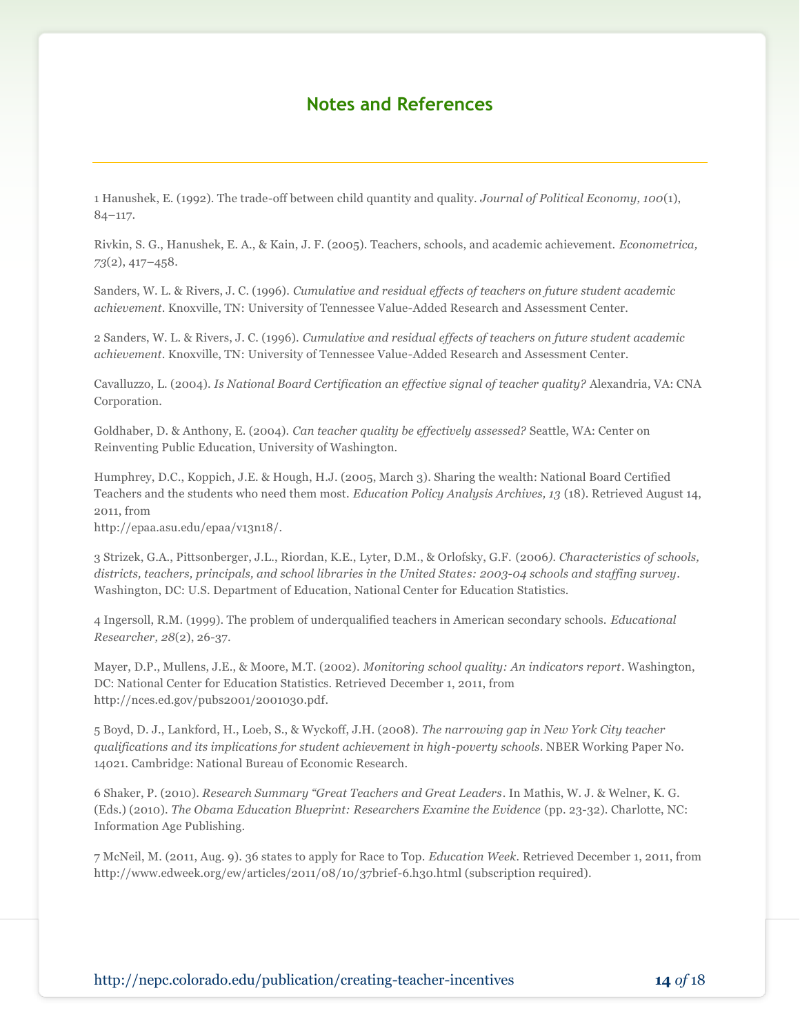## Notes and References

1 Hanushek, E. (1992). The trade-off between child quantity and quality. *Journal of Political Economy, 100*(1), 84–117.

Rivkin, S. G., Hanushek, E. A., & Kain, J. F. (2005). Teachers, schools, and academic achievement. *Econometrica, 73*(2), 417–458.

Sanders, W. L. & Rivers, J. C. (1996). *Cumulative and residual effects of teachers on future student academic achievement*. Knoxville, TN: University of Tennessee Value-Added Research and Assessment Center.

2 Sanders, W. L. & Rivers, J. C. (1996). *Cumulative and residual effects of teachers on future student academic achievement*. Knoxville, TN: University of Tennessee Value-Added Research and Assessment Center.

Cavalluzzo, L. (2004). *Is National Board Certification an effective signal of teacher quality?* Alexandria, VA: CNA Corporation.

Goldhaber, D. & Anthony, E. (2004). *Can teacher quality be effectively assessed?* Seattle, WA: Center on Reinventing Public Education, University of Washington.

Humphrey, D.C., Koppich, J.E. & Hough, H.J. (2005, March 3). Sharing the wealth: National Board Certified Teachers and the students who need them most. *Education Policy Analysis Archives, 13* (18). Retrieved August 14, 2011, from
http://epaa.asu.edu/epaa/v13n18/.

3 Strizek, G.A., Pittsonberger, J.L., Riordan, K.E., Lyter, D.M., & Orlofsky, G.F. (2006*). Characteristics of schools, districts, teachers, principals, and school libraries in the United States: 2003-04 schools and staffing survey*. Washington, DC: U.S. Department of Education, National Center for Education Statistics.

4 Ingersoll, R.M. (1999). The problem of underqualified teachers in American secondary schools. *Educational Researcher, 28*(2), 26-37.

Mayer, D.P., Mullens, J.E., & Moore, M.T. (2002). *Monitoring school quality: An indicators report*. Washington, DC: National Center for Education Statistics. Retrieved December 1, 2011, from http://nces.ed.gov/pubs2001/2001030.pdf.

5 Boyd, D. J., Lankford, H., Loeb, S., & Wyckoff, J.H. (2008). *The narrowing gap in New York City teacher qualifications and its implications for student achievement in high-poverty schools*. NBER Working Paper No. 14021. Cambridge: National Bureau of Economic Research.

6 Shaker, P. (2010). *Research Summary "Great Teachers and Great Leaders*. In Mathis, W. J. & Welner, K. G. (Eds.) (2010). *The Obama Education Blueprint: Researchers Examine the Evidence* (pp. 23-32). Charlotte, NC: Information Age Publishing.

7 McNeil, M. (2011, Aug. 9). 36 states to apply for Race to Top. *Education Week*. Retrieved December 1, 2011, from http://www.edweek.org/ew/articles/2011/08/10/37brief-6.h30.html (subscription required).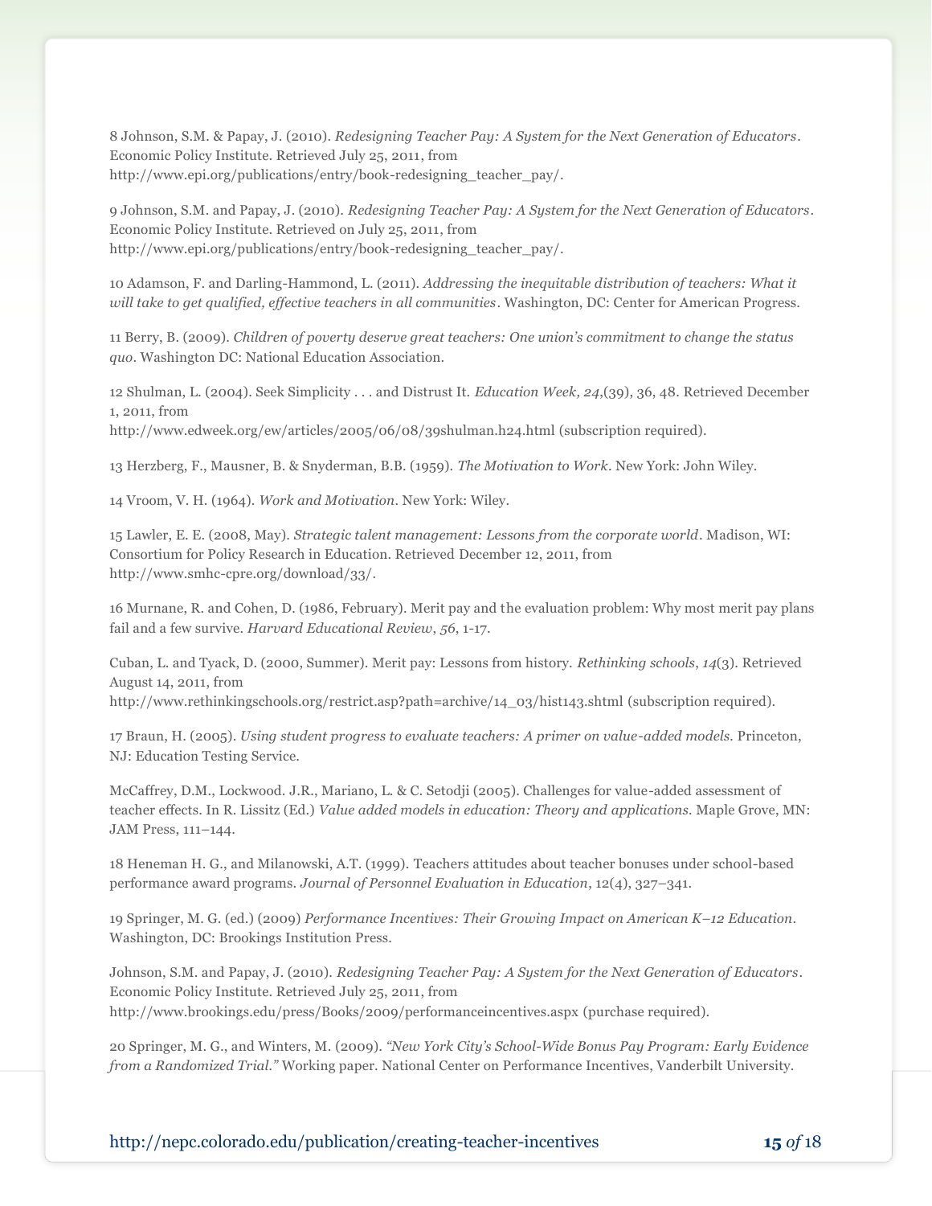8 Johnson, S.M. & Papay, J. (2010). *Redesigning Teacher Pay: A System for the Next Generation of Educators*. Economic Policy Institute. Retrieved July 25, 2011, from http://www.epi.org/publications/entry/book-redesigning_teacher_pay/.

9 Johnson, S.M. and Papay, J. (2010). *Redesigning Teacher Pay: A System for the Next Generation of Educators*. Economic Policy Institute. Retrieved on July 25, 2011, from http://www.epi.org/publications/entry/book-redesigning_teacher_pay/.

10 Adamson, F. and Darling-Hammond, L. (2011). *Addressing the inequitable distribution of teachers: What it will take to get qualified, effective teachers in all communities*. Washington, DC: Center for American Progress.

11 Berry, B. (2009). *Children of poverty deserve great teachers: One union's commitment to change the status quo*. Washington DC: National Education Association.

12 Shulman, L. (2004). Seek Simplicity . . . and Distrust It. *Education Week, 24*,(39), 36, 48. Retrieved December 1, 2011, from http://www.edweek.org/ew/articles/2005/06/08/39shulman.h24.html (subscription required).

13 Herzberg, F., Mausner, B. & Snyderman, B.B. (1959). *The Motivation to Work*. New York: John Wiley.

14 Vroom, V. H. (1964). *Work and Motivation*. New York: Wiley.

15 Lawler, E. E. (2008, May). *Strategic talent management: Lessons from the corporate world*. Madison, WI: Consortium for Policy Research in Education. Retrieved December 12, 2011, from http://www.smhc-cpre.org/download/33/.

16 Murnane, R. and Cohen, D. (1986, February). Merit pay and the evaluation problem: Why most merit pay plans fail and a few survive. *Harvard Educational Review*, *56*, 1-17.

Cuban, L. and Tyack, D. (2000, Summer). Merit pay: Lessons from history. *Rethinking schools*, *14*(3). Retrieved August 14, 2011, from http://www.rethinkingschools.org/restrict.asp?path=archive/14_03/hist143.shtml (subscription required).

17 Braun, H. (2005). *Using student progress to evaluate teachers: A primer on value-added models*. Princeton, NJ: Education Testing Service.

McCaffrey, D.M., Lockwood. J.R., Mariano, L. & C. Setodji (2005). Challenges for value-added assessment of teacher effects. In R. Lissitz (Ed.) *Value added models in education: Theory and applications*. Maple Grove, MN: JAM Press, 111–144.

18 Heneman H. G., and Milanowski, A.T. (1999). Teachers attitudes about teacher bonuses under school-based performance award programs. *Journal of Personnel Evaluation in Education*, 12(4), 327–341.

19 Springer, M. G. (ed.) (2009) *Performance Incentives: Their Growing Impact on American K–12 Education*. Washington, DC: Brookings Institution Press.

Johnson, S.M. and Papay, J. (2010). *Redesigning Teacher Pay: A System for the Next Generation of Educators*. Economic Policy Institute. Retrieved July 25, 2011, from http://www.brookings.edu/press/Books/2009/performanceincentives.aspx (purchase required).

20 Springer, M. G., and Winters, M. (2009). *"New York City's School-Wide Bonus Pay Program: Early Evidence from a Randomized Trial."* Working paper. National Center on Performance Incentives, Vanderbilt University.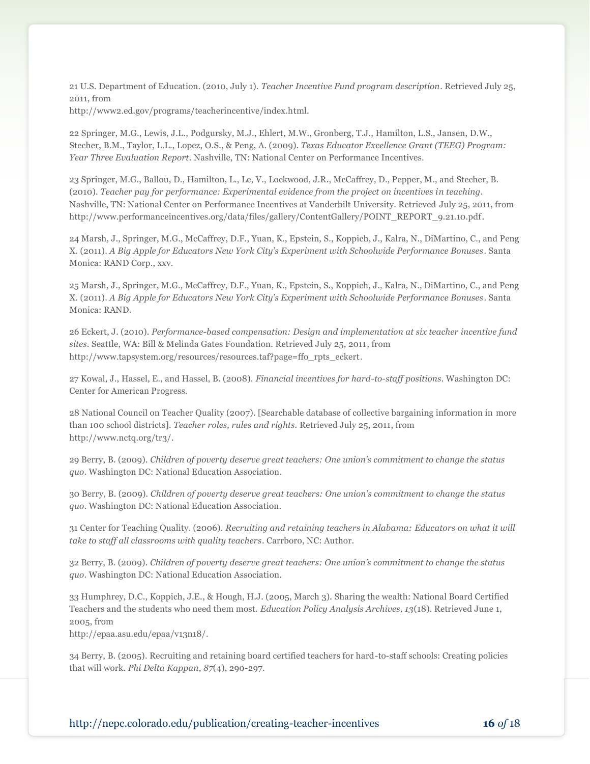21 U.S. Department of Education. (2010, July 1). *Teacher Incentive Fund program description*. Retrieved July 25, 2011, from
http://www2.ed.gov/programs/teacherincentive/index.html.

22 Springer, M.G., Lewis, J.L., Podgursky, M.J., Ehlert, M.W., Gronberg, T.J., Hamilton, L.S., Jansen, D.W., Stecher, B.M., Taylor, L.L., Lopez, O.S., & Peng, A. (2009). *Texas Educator Excellence Grant (TEEG) Program: Year Three Evaluation Report*. Nashville, TN: National Center on Performance Incentives.

23 Springer, M.G., Ballou, D., Hamilton, L., Le, V., Lockwood, J.R., McCaffrey, D., Pepper, M., and Stecher, B. (2010). *Teacher pay for performance: Experimental evidence from the project on incentives in teaching*. Nashville, TN: National Center on Performance Incentives at Vanderbilt University. Retrieved July 25, 2011, from http://www.performanceincentives.org/data/files/gallery/ContentGallery/POINT_REPORT_9.21.10.pdf.

24 Marsh, J., Springer, M.G., McCaffrey, D.F., Yuan, K., Epstein, S., Koppich, J., Kalra, N., DiMartino, C., and Peng X. (2011). *A Big Apple for Educators New York City's Experiment with Schoolwide Performance Bonuses*. Santa Monica: RAND Corp., xxv.

25 Marsh, J., Springer, M.G., McCaffrey, D.F., Yuan, K., Epstein, S., Koppich, J., Kalra, N., DiMartino, C., and Peng X. (2011). *A Big Apple for Educators New York City's Experiment with Schoolwide Performance Bonuses*. Santa Monica: RAND.

26 Eckert, J. (2010). *Performance-based compensation: Design and implementation at six teacher incentive fund sites*. Seattle, WA: Bill & Melinda Gates Foundation. Retrieved July 25, 2011, from http://www.tapsystem.org/resources/resources.taf?page=ffo_rpts_eckert.

27 Kowal, J., Hassel, E., and Hassel, B. (2008). *Financial incentives for hard-to-staff positions*. Washington DC: Center for American Progress.

28 National Council on Teacher Quality (2007). [Searchable database of collective bargaining information in more than 100 school districts]. *Teacher roles, rules and rights.* Retrieved July 25, 2011, from http://www.nctq.org/tr3/.

29 Berry, B. (2009). *Children of poverty deserve great teachers: One union's commitment to change the status quo*. Washington DC: National Education Association.

30 Berry, B. (2009). *Children of poverty deserve great teachers: One union's commitment to change the status quo*. Washington DC: National Education Association.

31 Center for Teaching Quality. (2006). *Recruiting and retaining teachers in Alabama: Educators on what it will take to staff all classrooms with quality teachers*. Carrboro, NC: Author.

32 Berry, B. (2009). *Children of poverty deserve great teachers: One union's commitment to change the status quo*. Washington DC: National Education Association.

33 Humphrey, D.C., Koppich, J.E., & Hough, H.J. (2005, March 3). Sharing the wealth: National Board Certified Teachers and the students who need them most. *Education Policy Analysis Archives, 13*(18). Retrieved June 1, 2005, from
http://epaa.asu.edu/epaa/v13n18/.

34 Berry, B. (2005). Recruiting and retaining board certified teachers for hard-to-staff schools: Creating policies that will work. *Phi Delta Kappan*, *87*(4), 290-297.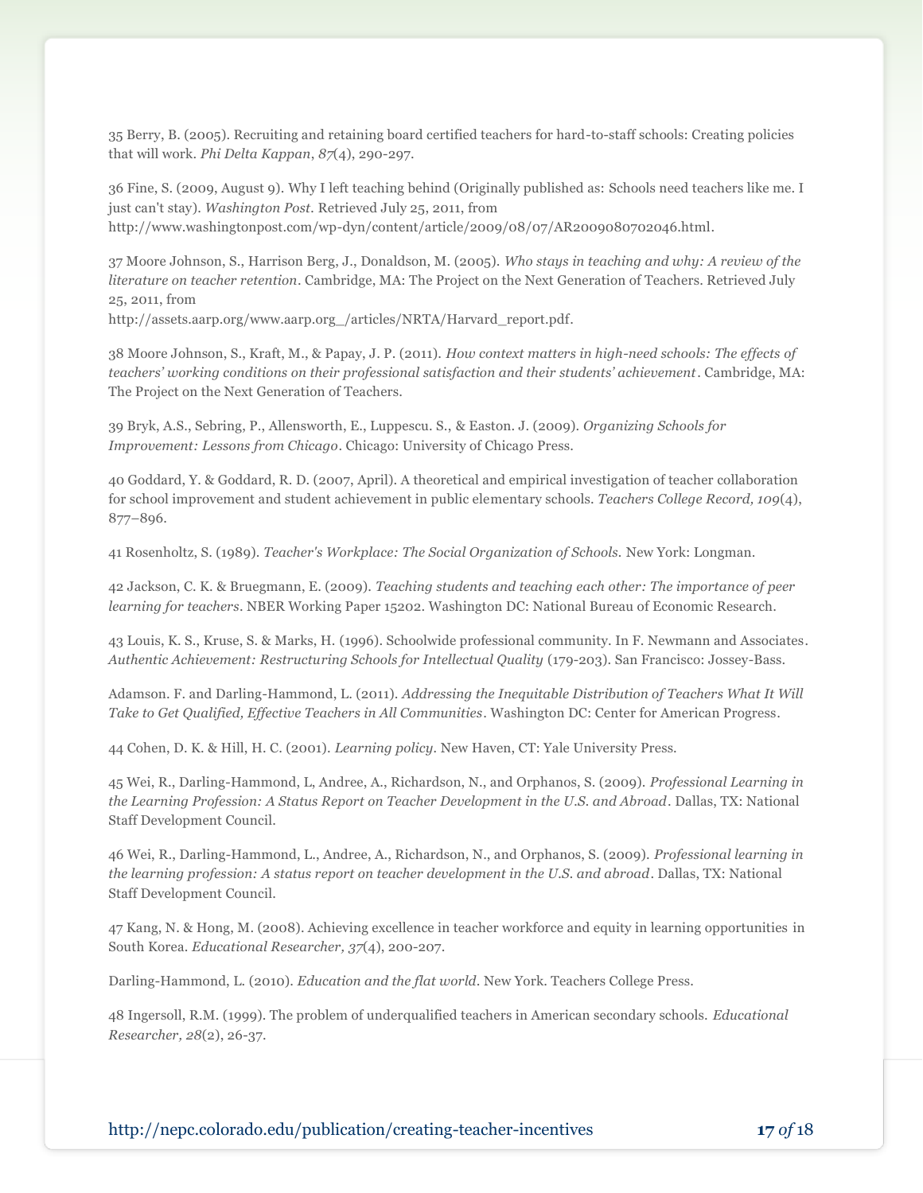35 Berry, B. (2005). Recruiting and retaining board certified teachers for hard-to-staff schools: Creating policies that will work. *Phi Delta Kappan*, *87*(4), 290-297.

36 Fine, S. (2009, August 9). Why I left teaching behind (Originally published as: Schools need teachers like me. I just can't stay). *Washington Post*. Retrieved July 25, 2011, from http://www.washingtonpost.com/wp-dyn/content/article/2009/08/07/AR2009080702046.html.

37 Moore Johnson, S., Harrison Berg, J., Donaldson, M. (2005). *Who stays in teaching and why: A review of the literature on teacher retention*. Cambridge, MA: The Project on the Next Generation of Teachers. Retrieved July 25, 2011, from http://assets.aarp.org/www.aarp.org_/articles/NRTA/Harvard_report.pdf.

38 Moore Johnson, S., Kraft, M., & Papay, J. P. (2011). *How context matters in high-need schools: The effects of teachers' working conditions on their professional satisfaction and their students' achievement*. Cambridge, MA: The Project on the Next Generation of Teachers.

39 Bryk, A.S., Sebring, P., Allensworth, E., Luppescu. S., & Easton. J. (2009). *Organizing Schools for Improvement: Lessons from Chicago*. Chicago: University of Chicago Press.

40 Goddard, Y. & Goddard, R. D. (2007, April). A theoretical and empirical investigation of teacher collaboration for school improvement and student achievement in public elementary schools. *Teachers College Record, 109*(4), 877–896.

41 Rosenholtz, S. (1989). *Teacher's Workplace: The Social Organization of Schools.* New York: Longman.

42 Jackson, C. K. & Bruegmann, E. (2009). *Teaching students and teaching each other: The importance of peer learning for teachers*. NBER Working Paper 15202. Washington DC: National Bureau of Economic Research.

43 Louis, K. S., Kruse, S. & Marks, H. (1996). Schoolwide professional community. In F. Newmann and Associates. *Authentic Achievement: Restructuring Schools for Intellectual Quality* (179-203). San Francisco: Jossey-Bass.

Adamson. F. and Darling-Hammond, L. (2011). *Addressing the Inequitable Distribution of Teachers What It Will Take to Get Qualified, Effective Teachers in All Communities*. Washington DC: Center for American Progress.

44 Cohen, D. K. & Hill, H. C. (2001). *Learning policy*. New Haven, CT: Yale University Press.

45 Wei, R., Darling-Hammond, L, Andree, A., Richardson, N., and Orphanos, S. (2009). *Professional Learning in the Learning Profession: A Status Report on Teacher Development in the U.S. and Abroad*. Dallas, TX: National Staff Development Council.

46 Wei, R., Darling-Hammond, L., Andree, A., Richardson, N., and Orphanos, S. (2009). *Professional learning in the learning profession: A status report on teacher development in the U.S. and abroad*. Dallas, TX: National Staff Development Council.

47 Kang, N. & Hong, M. (2008). Achieving excellence in teacher workforce and equity in learning opportunities in South Korea. *Educational Researcher, 37*(4), 200-207.

Darling-Hammond, L. (2010). *Education and the flat world*. New York. Teachers College Press.

48 Ingersoll, R.M. (1999). The problem of underqualified teachers in American secondary schools. *Educational Researcher, 28*(2), 26-37.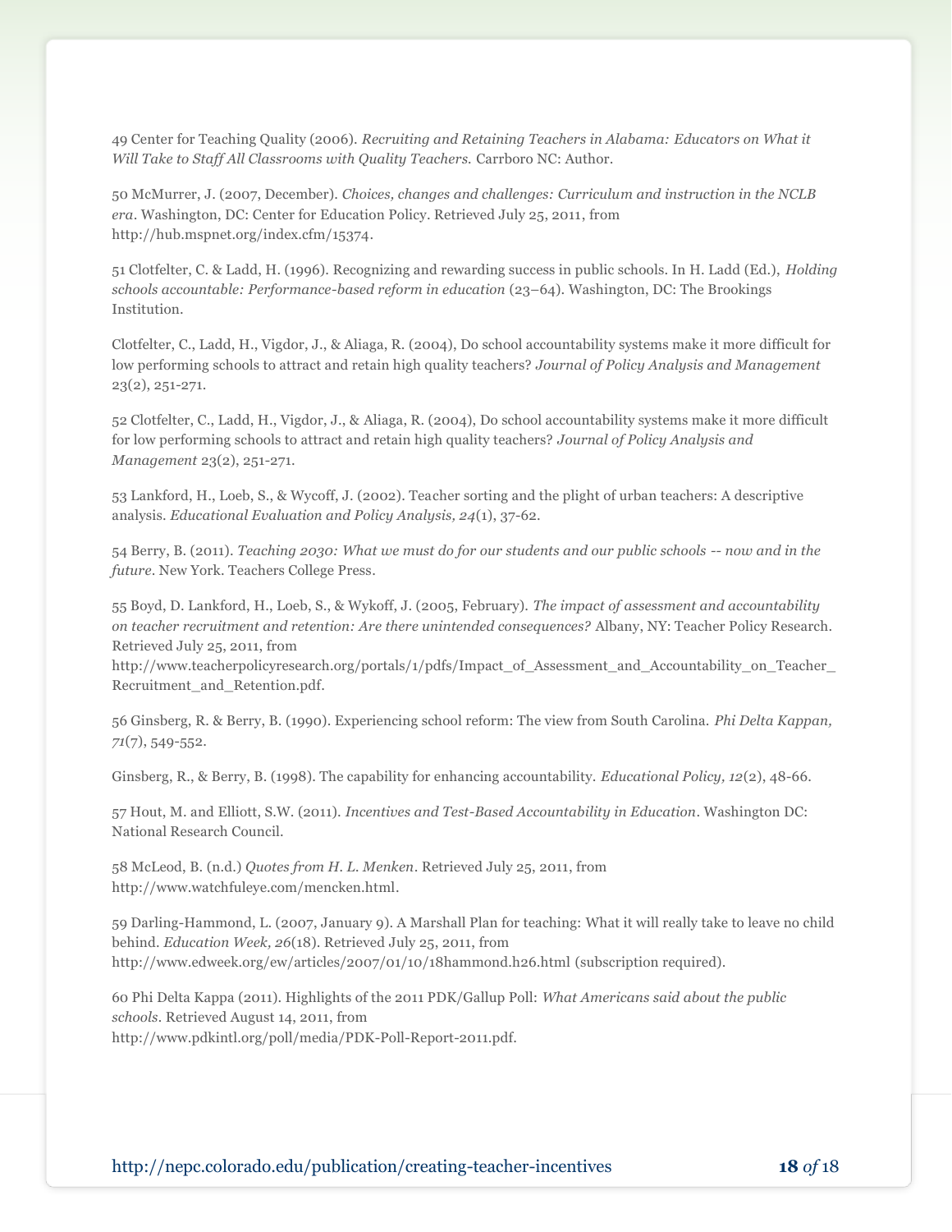49 Center for Teaching Quality (2006). *Recruiting and Retaining Teachers in Alabama: Educators on What it Will Take to Staff All Classrooms with Quality Teachers.* Carrboro NC: Author.

50 McMurrer, J. (2007, December). *Choices, changes and challenges: Curriculum and instruction in the NCLB era*. Washington, DC: Center for Education Policy. Retrieved July 25, 2011, from http://hub.mspnet.org/index.cfm/15374.

51 Clotfelter, C. & Ladd, H. (1996). Recognizing and rewarding success in public schools. In H. Ladd (Ed.), *Holding schools accountable: Performance-based reform in education* (23–64). Washington, DC: The Brookings Institution.

Clotfelter, C., Ladd, H., Vigdor, J., & Aliaga, R. (2004), Do school accountability systems make it more difficult for low performing schools to attract and retain high quality teachers? *Journal of Policy Analysis and Management* 23(2), 251-271.

52 Clotfelter, C., Ladd, H., Vigdor, J., & Aliaga, R. (2004), Do school accountability systems make it more difficult for low performing schools to attract and retain high quality teachers? *Journal of Policy Analysis and Management* 23(2), 251-271.

53 Lankford, H., Loeb, S., & Wycoff, J. (2002). Teacher sorting and the plight of urban teachers: A descriptive analysis. *Educational Evaluation and Policy Analysis, 24*(1), 37-62.

54 Berry, B. (2011). *Teaching 2030: What we must do for our students and our public schools -- now and in the future*. New York. Teachers College Press.

55 Boyd, D. Lankford, H., Loeb, S., & Wykoff, J. (2005, February). *The impact of assessment and accountability on teacher recruitment and retention: Are there unintended consequences?* Albany, NY: Teacher Policy Research. Retrieved July 25, 2011, from http://www.teacherpolicyresearch.org/portals/1/pdfs/Impact_of_Assessment_and_Accountability_on_Teacher_Recruitment_and_Retention.pdf.

56 Ginsberg, R. & Berry, B. (1990). Experiencing school reform: The view from South Carolina. *Phi Delta Kappan, 71*(7), 549-552.

Ginsberg, R., & Berry, B. (1998). The capability for enhancing accountability. *Educational Policy, 12*(2), 48-66.

57 Hout, M. and Elliott, S.W. (2011). *Incentives and Test-Based Accountability in Education*. Washington DC: National Research Council.

58 McLeod, B. (n.d.) *Quotes from H. L. Menken*. Retrieved July 25, 2011, from http://www.watchfuleye.com/mencken.html.

59 Darling-Hammond, L. (2007, January 9). A Marshall Plan for teaching: What it will really take to leave no child behind. *Education Week, 26*(18). Retrieved July 25, 2011, from http://www.edweek.org/ew/articles/2007/01/10/18hammond.h26.html (subscription required).

60 Phi Delta Kappa (2011). Highlights of the 2011 PDK/Gallup Poll: *What Americans said about the public schools*. Retrieved August 14, 2011, from http://www.pdkintl.org/poll/media/PDK-Poll-Report-2011.pdf.